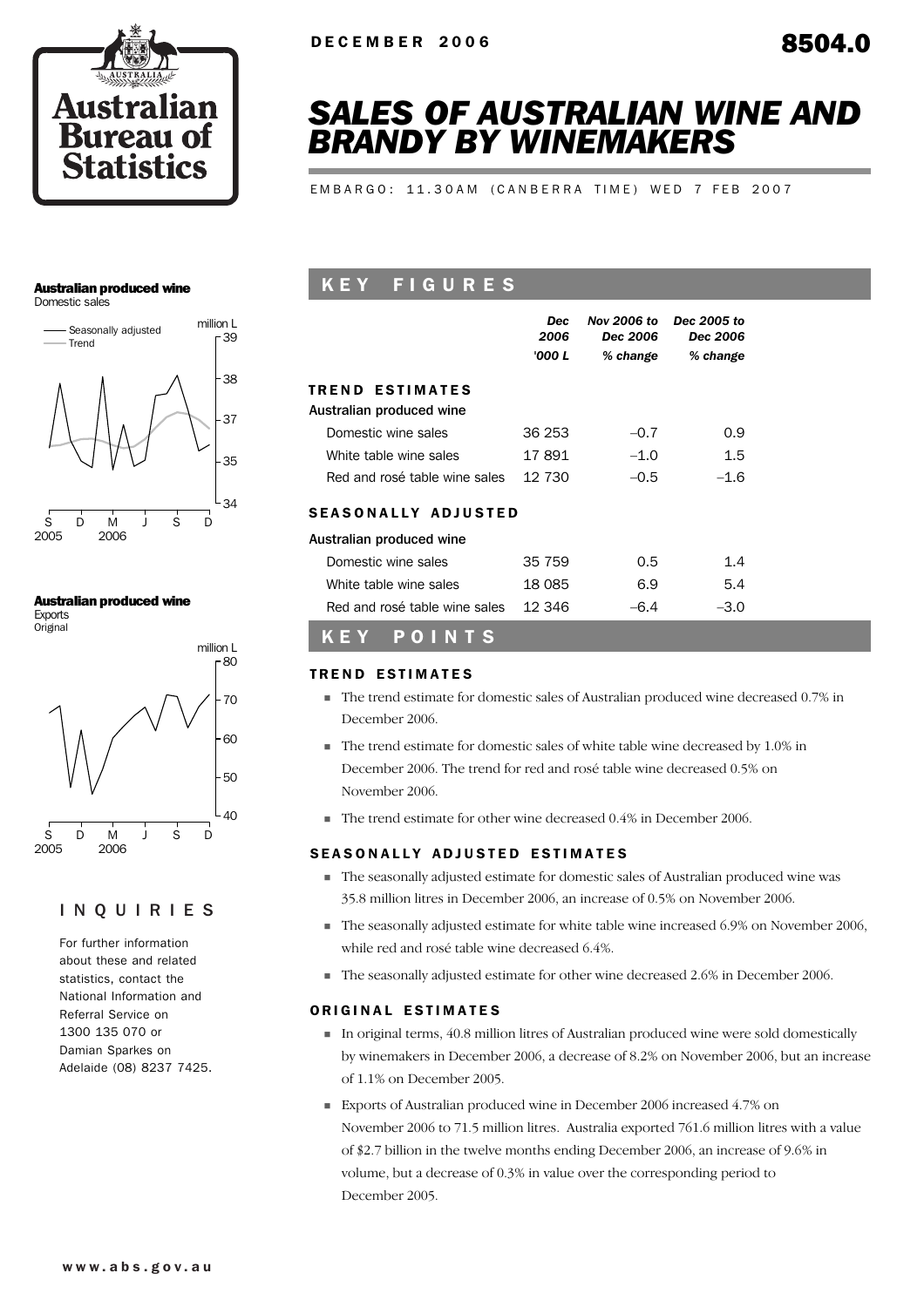DECEMBER 2006

8504.0

# SALES OF AUSTRALIAN WINE AND BRANDY BY WINEMAKERS

EMBARGO: 11.30AM (CANBERRA TIME) WED 7 FEB 2007

**Australian produced wine**
Domestic sales

**Australian produced wine**
Exports
Original

## INQUIRIES

For further information about these and related statistics, contact the National Information and Referral Service on 1300 135 070 or Damian Sparkes on Adelaide (08) 8237 7425.

## KEY FIGURES

| | *Dec 2006* | *Nov 2006 to Dec 2006* | *Dec 2005 to Dec 2006* |
|---|---|---|---|
| | *'000 L* | *% change* | *% change* |
| **TREND ESTIMATES** | | | |
| Australian produced wine | | | |
| Domestic wine sales | 36 253 | –0.7 | 0.9 |
| White table wine sales | 17 891 | –1.0 | 1.5 |
| Red and rosé table wine sales | 12 730 | –0.5 | –1.6 |
| **SEASONALLY ADJUSTED** | | | |
| Australian produced wine | | | |
| Domestic wine sales | 35 759 | 0.5 | 1.4 |
| White table wine sales | 18 085 | 6.9 | 5.4 |
| Red and rosé table wine sales | 12 346 | –6.4 | –3.0 |

## KEY POINTS

### TREND ESTIMATES

- The trend estimate for domestic sales of Australian produced wine decreased 0.7% in December 2006.
- The trend estimate for domestic sales of white table wine decreased by 1.0% in December 2006. The trend for red and rosé table wine decreased 0.5% on November 2006.
- The trend estimate for other wine decreased 0.4% in December 2006.

### SEASONALLY ADJUSTED ESTIMATES

- The seasonally adjusted estimate for domestic sales of Australian produced wine was 35.8 million litres in December 2006, an increase of 0.5% on November 2006.
- The seasonally adjusted estimate for white table wine increased 6.9% on November 2006, while red and rosé table wine decreased 6.4%.
- The seasonally adjusted estimate for other wine decreased 2.6% in December 2006.

### ORIGINAL ESTIMATES

- In original terms, 40.8 million litres of Australian produced wine were sold domestically by winemakers in December 2006, a decrease of 8.2% on November 2006, but an increase of 1.1% on December 2005.
- Exports of Australian produced wine in December 2006 increased 4.7% on November 2006 to 71.5 million litres. Australia exported 761.6 million litres with a value of $2.7 billion in the twelve months ending December 2006, an increase of 9.6% in volume, but a decrease of 0.3% in value over the corresponding period to December 2005.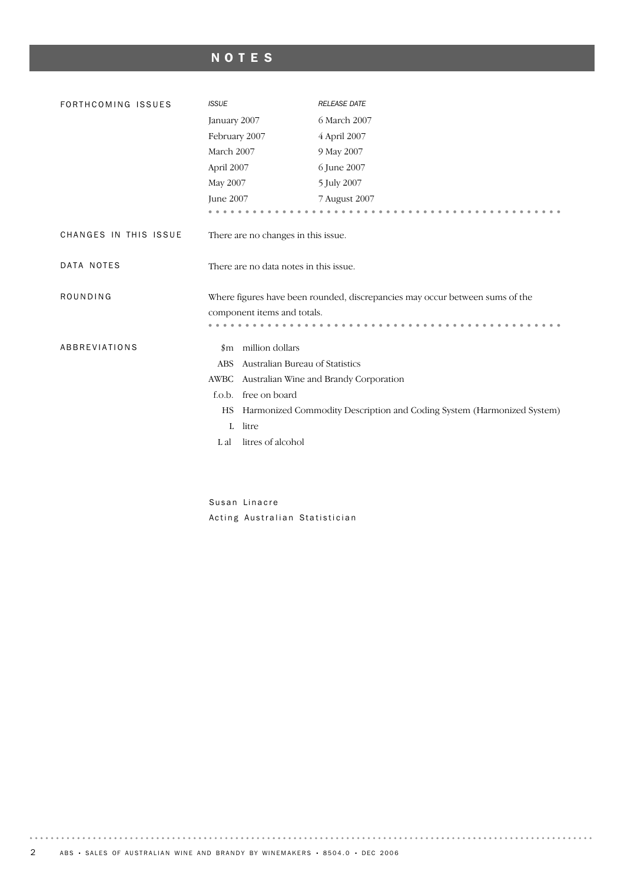# NOTES

## FORTHCOMING ISSUES

| *ISSUE* | *RELEASE DATE* |
|---|---|
| January 2007 | 6 March 2007 |
| February 2007 | 4 April 2007 |
| March 2007 | 9 May 2007 |
| April 2007 | 6 June 2007 |
| May 2007 | 5 July 2007 |
| June 2007 | 7 August 2007 |

## CHANGES IN THIS ISSUE

There are no changes in this issue.

## DATA NOTES

There are no data notes in this issue.

## ROUNDING

Where figures have been rounded, discrepancies may occur between sums of the component items and totals.

## ABBREVIATIONS

| | |
|---|---|
| $m | million dollars |
| ABS | Australian Bureau of Statistics |
| AWBC | Australian Wine and Brandy Corporation |
| f.o.b. | free on board |
| HS | Harmonized Commodity Description and Coding System (Harmonized System) |
| L | litre |
| L al | litres of alcohol |

Susan Linacre
Acting Australian Statistician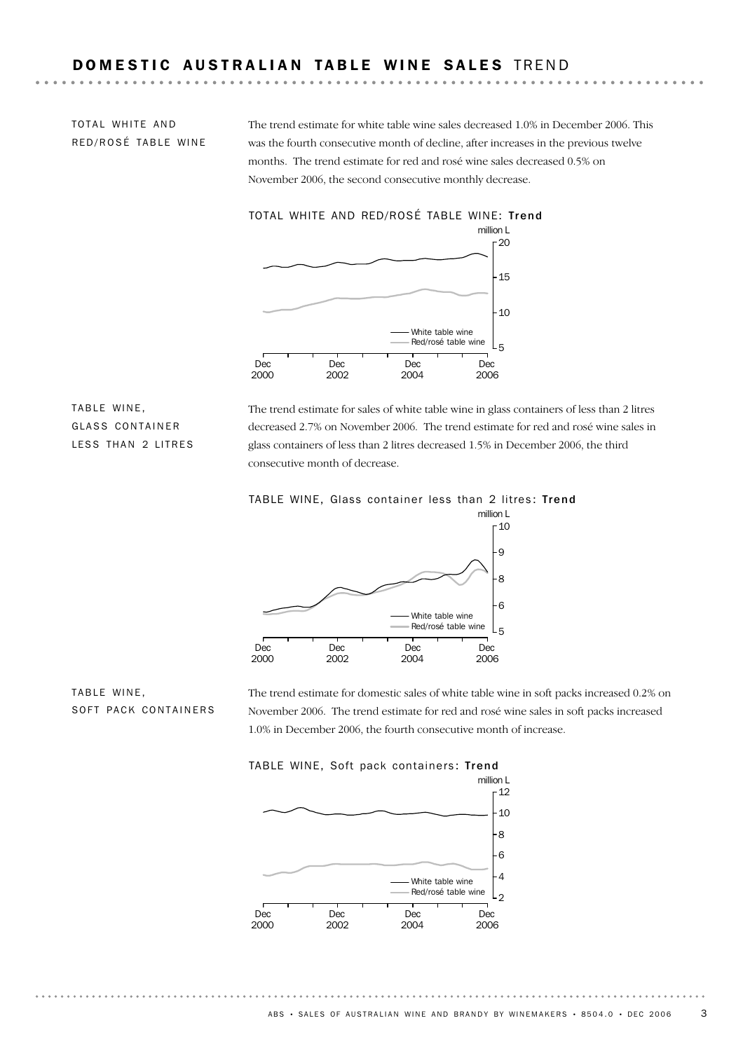## DOMESTIC AUSTRALIAN TABLE WINE SALES TREND

### TOTAL WHITE AND RED/ROSÉ TABLE WINE

The trend estimate for white table wine sales decreased 1.0% in December 2006. This was the fourth consecutive month of decline, after increases in the previous twelve months. The trend estimate for red and rosé wine sales decreased 0.5% on November 2006, the second consecutive monthly decrease.

TOTAL WHITE AND RED/ROSÉ TABLE WINE: **Trend**

### TABLE WINE, GLASS CONTAINER LESS THAN 2 LITRES

The trend estimate for sales of white table wine in glass containers of less than 2 litres decreased 2.7% on November 2006. The trend estimate for red and rosé wine sales in glass containers of less than 2 litres decreased 1.5% in December 2006, the third consecutive month of decrease.

TABLE WINE, Glass container less than 2 litres: **Trend**

### TABLE WINE, SOFT PACK CONTAINERS

The trend estimate for domestic sales of white table wine in soft packs increased 0.2% on November 2006. The trend estimate for red and rosé wine sales in soft packs increased 1.0% in December 2006, the fourth consecutive month of increase.

TABLE WINE, Soft pack containers: **Trend**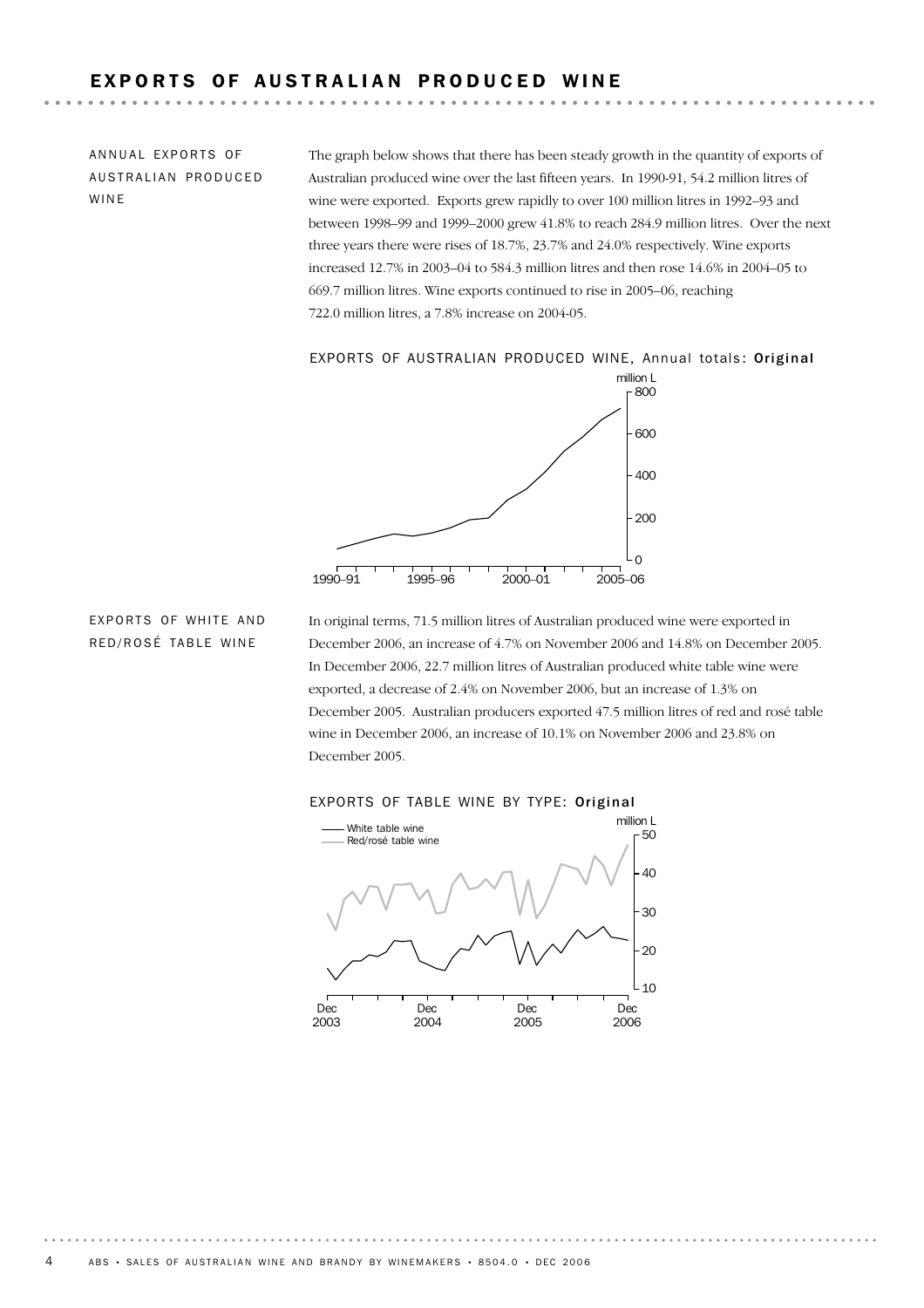# EXPORTS OF AUSTRALIAN PRODUCED WINE

## ANNUAL EXPORTS OF AUSTRALIAN PRODUCED WINE

The graph below shows that there has been steady growth in the quantity of exports of Australian produced wine over the last fifteen years. In 1990-91, 54.2 million litres of wine were exported. Exports grew rapidly to over 100 million litres in 1992–93 and between 1998–99 and 1999–2000 grew 41.8% to reach 284.9 million litres. Over the next three years there were rises of 18.7%, 23.7% and 24.0% respectively. Wine exports increased 12.7% in 2003–04 to 584.3 million litres and then rose 14.6% in 2004–05 to 669.7 million litres. Wine exports continued to rise in 2005–06, reaching 722.0 million litres, a 7.8% increase on 2004-05.

EXPORTS OF AUSTRALIAN PRODUCED WINE, Annual totals: **Original**

## EXPORTS OF WHITE AND RED/ROSÉ TABLE WINE

In original terms, 71.5 million litres of Australian produced wine were exported in December 2006, an increase of 4.7% on November 2006 and 14.8% on December 2005. In December 2006, 22.7 million litres of Australian produced white table wine were exported, a decrease of 2.4% on November 2006, but an increase of 1.3% on December 2005. Australian producers exported 47.5 million litres of red and rosé table wine in December 2006, an increase of 10.1% on November 2006 and 23.8% on December 2005.

EXPORTS OF TABLE WINE BY TYPE: **Original**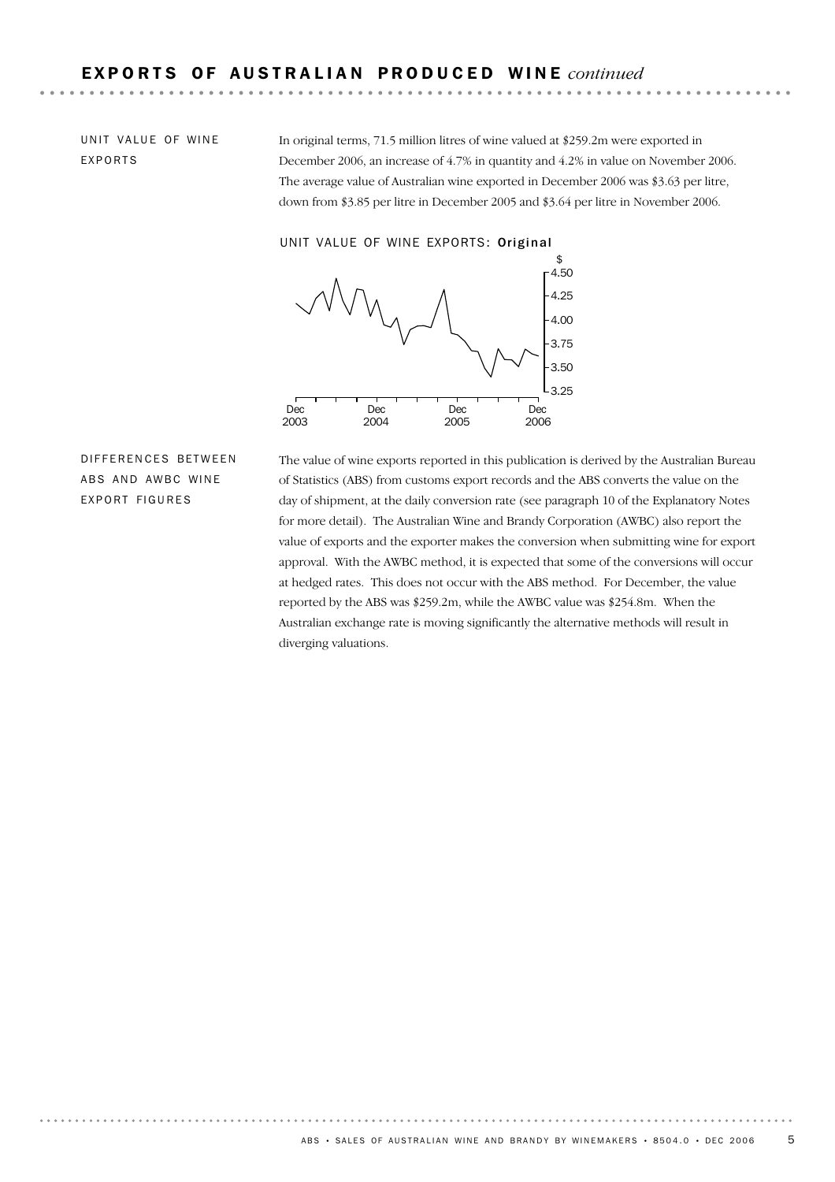## EXPORTS OF AUSTRALIAN PRODUCED WINE *continued*

### UNIT VALUE OF WINE EXPORTS

In original terms, 71.5 million litres of wine valued at $259.2m were exported in December 2006, an increase of 4.7% in quantity and 4.2% in value on November 2006. The average value of Australian wine exported in December 2006 was $3.63 per litre, down from $3.85 per litre in December 2005 and $3.64 per litre in November 2006.

UNIT VALUE OF WINE EXPORTS: **Original**

### DIFFERENCES BETWEEN ABS AND AWBC WINE EXPORT FIGURES

The value of wine exports reported in this publication is derived by the Australian Bureau of Statistics (ABS) from customs export records and the ABS converts the value on the day of shipment, at the daily conversion rate (see paragraph 10 of the Explanatory Notes for more detail). The Australian Wine and Brandy Corporation (AWBC) also report the value of exports and the exporter makes the conversion when submitting wine for export approval. With the AWBC method, it is expected that some of the conversions will occur at hedged rates. This does not occur with the ABS method. For December, the value reported by the ABS was $259.2m, while the AWBC value was $254.8m. When the Australian exchange rate is moving significantly the alternative methods will result in diverging valuations.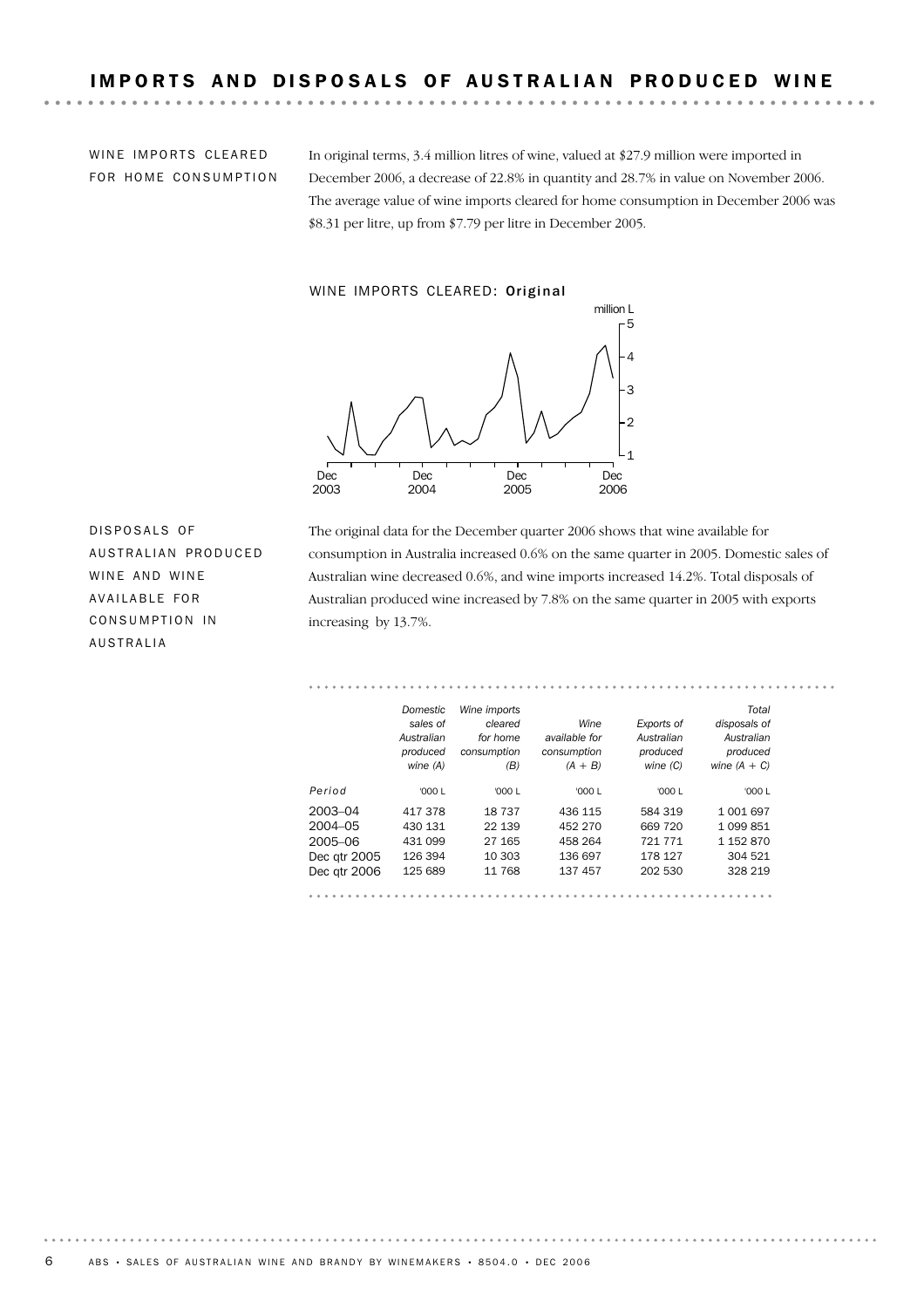# IMPORTS AND DISPOSALS OF AUSTRALIAN PRODUCED WINE

## WINE IMPORTS CLEARED FOR HOME CONSUMPTION

In original terms, 3.4 million litres of wine, valued at $27.9 million were imported in December 2006, a decrease of 22.8% in quantity and 28.7% in value on November 2006. The average value of wine imports cleared for home consumption in December 2006 was $8.31 per litre, up from $7.79 per litre in December 2005.

WINE IMPORTS CLEARED: **Original**

## DISPOSALS OF AUSTRALIAN PRODUCED WINE AND WINE AVAILABLE FOR CONSUMPTION IN AUSTRALIA

The original data for the December quarter 2006 shows that wine available for consumption in Australia increased 0.6% on the same quarter in 2005. Domestic sales of Australian wine decreased 0.6%, and wine imports increased 14.2%. Total disposals of Australian produced wine increased by 7.8% on the same quarter in 2005 with exports increasing by 13.7%.

| Period | *Domestic sales of Australian produced wine (A)* | *Wine imports cleared for home consumption (B)* | *Wine available for consumption (A + B)* | *Exports of Australian produced wine (C)* | *Total disposals of Australian produced wine (A + C)* |
|---|---|---|---|---|---|
| | '000 L | '000 L | '000 L | '000 L | '000 L |
| 2003–04 | 417 378 | 18 737 | 436 115 | 584 319 | 1 001 697 |
| 2004–05 | 430 131 | 22 139 | 452 270 | 669 720 | 1 099 851 |
| 2005–06 | 431 099 | 27 165 | 458 264 | 721 771 | 1 152 870 |
| Dec qtr 2005 | 126 394 | 10 303 | 136 697 | 178 127 | 304 521 |
| Dec qtr 2006 | 125 689 | 11 768 | 137 457 | 202 530 | 328 219 |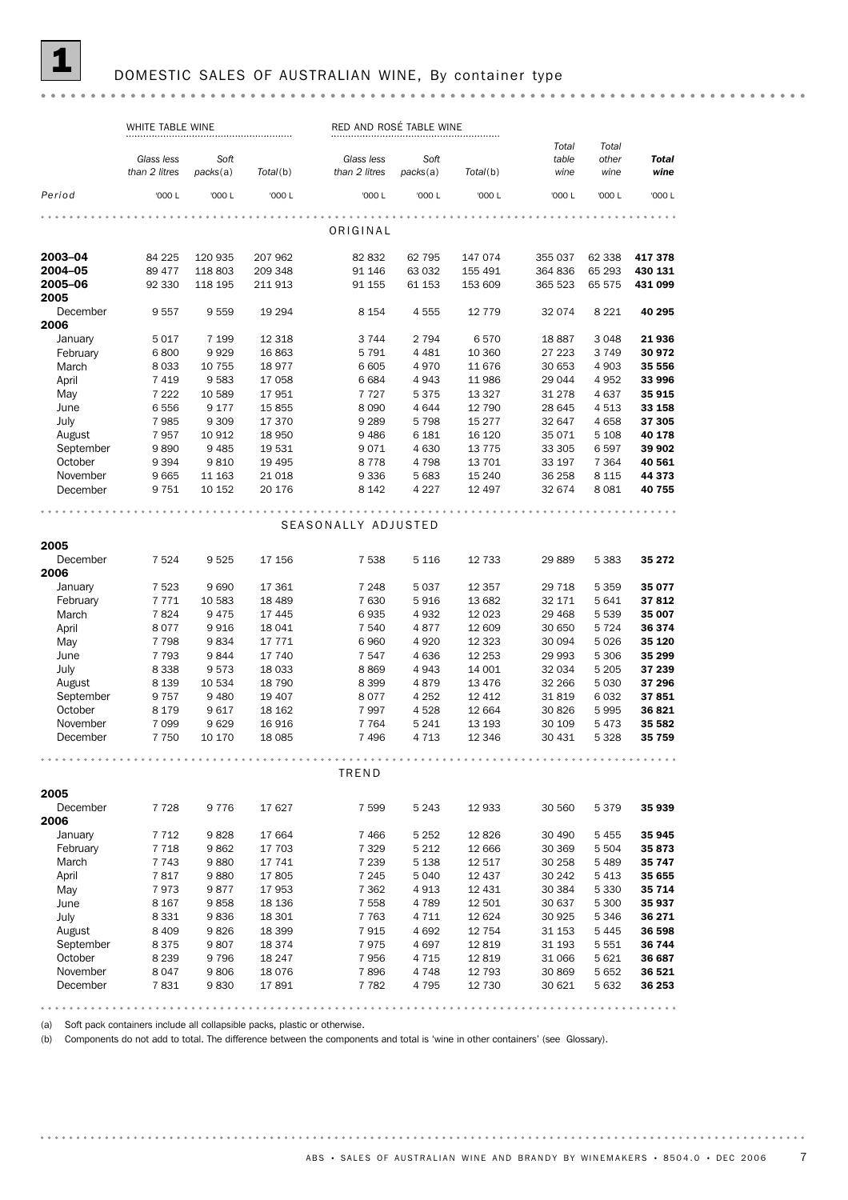# 1 DOMESTIC SALES OF AUSTRALIAN WINE, By container type

| | WHITE TABLE WINE | | | RED AND ROSÉ TABLE WINE | | | | | |
|---|---|---|---|---|---|---|---|---|---|
| | *Glass less than 2 litres* | *Soft packs*(a) | *Total*(b) | *Glass less than 2 litres* | *Soft packs*(a) | *Total*(b) | *Total table wine* | *Total other wine* | ***Total wine*** |
| *Period* | '000 L | '000 L | '000 L | '000 L | '000 L | '000 L | '000 L | '000 L | '000 L |
| | | | | ORIGINAL | | | | | |
| **2003–04** | 84 225 | 120 935 | 207 962 | 82 832 | 62 795 | 147 074 | 355 037 | 62 338 | **417 378** |
| **2004–05** | 89 477 | 118 803 | 209 348 | 91 146 | 63 032 | 155 491 | 364 836 | 65 293 | **430 131** |
| **2005–06** | 92 330 | 118 195 | 211 913 | 91 155 | 61 153 | 153 609 | 365 523 | 65 575 | **431 099** |
| **2005** | | | | | | | | | |
| December | 9 557 | 9 559 | 19 294 | 8 154 | 4 555 | 12 779 | 32 074 | 8 221 | **40 295** |
| **2006** | | | | | | | | | |
| January | 5 017 | 7 199 | 12 318 | 3 744 | 2 794 | 6 570 | 18 887 | 3 048 | **21 936** |
| February | 6 800 | 9 929 | 16 863 | 5 791 | 4 481 | 10 360 | 27 223 | 3 749 | **30 972** |
| March | 8 033 | 10 755 | 18 977 | 6 605 | 4 970 | 11 676 | 30 653 | 4 903 | **35 556** |
| April | 7 419 | 9 583 | 17 058 | 6 684 | 4 943 | 11 986 | 29 044 | 4 952 | **33 996** |
| May | 7 222 | 10 589 | 17 951 | 7 727 | 5 375 | 13 327 | 31 278 | 4 637 | **35 915** |
| June | 6 556 | 9 177 | 15 855 | 8 090 | 4 644 | 12 790 | 28 645 | 4 513 | **33 158** |
| July | 7 985 | 9 309 | 17 370 | 9 289 | 5 798 | 15 277 | 32 647 | 4 658 | **37 305** |
| August | 7 957 | 10 912 | 18 950 | 9 486 | 6 181 | 16 120 | 35 071 | 5 108 | **40 178** |
| September | 9 890 | 9 485 | 19 531 | 9 071 | 4 630 | 13 775 | 33 305 | 6 597 | **39 902** |
| October | 9 394 | 9 810 | 19 495 | 8 778 | 4 798 | 13 701 | 33 197 | 7 364 | **40 561** |
| November | 9 665 | 11 163 | 21 018 | 9 336 | 5 683 | 15 240 | 36 258 | 8 115 | **44 373** |
| December | 9 751 | 10 152 | 20 176 | 8 142 | 4 227 | 12 497 | 32 674 | 8 081 | **40 755** |
| | | | | SEASONALLY ADJUSTED | | | | | |
| **2005** | | | | | | | | | |
| December | 7 524 | 9 525 | 17 156 | 7 538 | 5 116 | 12 733 | 29 889 | 5 383 | **35 272** |
| **2006** | | | | | | | | | |
| January | 7 523 | 9 690 | 17 361 | 7 248 | 5 037 | 12 357 | 29 718 | 5 359 | **35 077** |
| February | 7 771 | 10 583 | 18 489 | 7 630 | 5 916 | 13 682 | 32 171 | 5 641 | **37 812** |
| March | 7 824 | 9 475 | 17 445 | 6 935 | 4 932 | 12 023 | 29 468 | 5 539 | **35 007** |
| April | 8 077 | 9 916 | 18 041 | 7 540 | 4 877 | 12 609 | 30 650 | 5 724 | **36 374** |
| May | 7 798 | 9 834 | 17 771 | 6 960 | 4 920 | 12 323 | 30 094 | 5 026 | **35 120** |
| June | 7 793 | 9 844 | 17 740 | 7 547 | 4 636 | 12 253 | 29 993 | 5 306 | **35 299** |
| July | 8 338 | 9 573 | 18 033 | 8 869 | 4 943 | 14 001 | 32 034 | 5 205 | **37 239** |
| August | 8 139 | 10 534 | 18 790 | 8 399 | 4 879 | 13 476 | 32 266 | 5 030 | **37 296** |
| September | 9 757 | 9 480 | 19 407 | 8 077 | 4 252 | 12 412 | 31 819 | 6 032 | **37 851** |
| October | 8 179 | 9 617 | 18 162 | 7 997 | 4 528 | 12 664 | 30 826 | 5 995 | **36 821** |
| November | 7 099 | 9 629 | 16 916 | 7 764 | 5 241 | 13 193 | 30 109 | 5 473 | **35 582** |
| December | 7 750 | 10 170 | 18 085 | 7 496 | 4 713 | 12 346 | 30 431 | 5 328 | **35 759** |
| | | | | TREND | | | | | |
| **2005** | | | | | | | | | |
| December | 7 728 | 9 776 | 17 627 | 7 599 | 5 243 | 12 933 | 30 560 | 5 379 | **35 939** |
| **2006** | | | | | | | | | |
| January | 7 712 | 9 828 | 17 664 | 7 466 | 5 252 | 12 826 | 30 490 | 5 455 | **35 945** |
| February | 7 718 | 9 862 | 17 703 | 7 329 | 5 212 | 12 666 | 30 369 | 5 504 | **35 873** |
| March | 7 743 | 9 880 | 17 741 | 7 239 | 5 138 | 12 517 | 30 258 | 5 489 | **35 747** |
| April | 7 817 | 9 880 | 17 805 | 7 245 | 5 040 | 12 437 | 30 242 | 5 413 | **35 655** |
| May | 7 973 | 9 877 | 17 953 | 7 362 | 4 913 | 12 431 | 30 384 | 5 330 | **35 714** |
| June | 8 167 | 9 858 | 18 136 | 7 558 | 4 789 | 12 501 | 30 637 | 5 300 | **35 937** |
| July | 8 331 | 9 836 | 18 301 | 7 763 | 4 711 | 12 624 | 30 925 | 5 346 | **36 271** |
| August | 8 409 | 9 826 | 18 399 | 7 915 | 4 692 | 12 754 | 31 153 | 5 445 | **36 598** |
| September | 8 375 | 9 807 | 18 374 | 7 975 | 4 697 | 12 819 | 31 193 | 5 551 | **36 744** |
| October | 8 239 | 9 796 | 18 247 | 7 956 | 4 715 | 12 819 | 31 066 | 5 621 | **36 687** |
| November | 8 047 | 9 806 | 18 076 | 7 896 | 4 748 | 12 793 | 30 869 | 5 652 | **36 521** |
| December | 7 831 | 9 830 | 17 891 | 7 782 | 4 795 | 12 730 | 30 621 | 5 632 | **36 253** |

(a) Soft pack containers include all collapsible packs, plastic or otherwise.

(b) Components do not add to total. The difference between the components and total is 'wine in other containers' (see Glossary).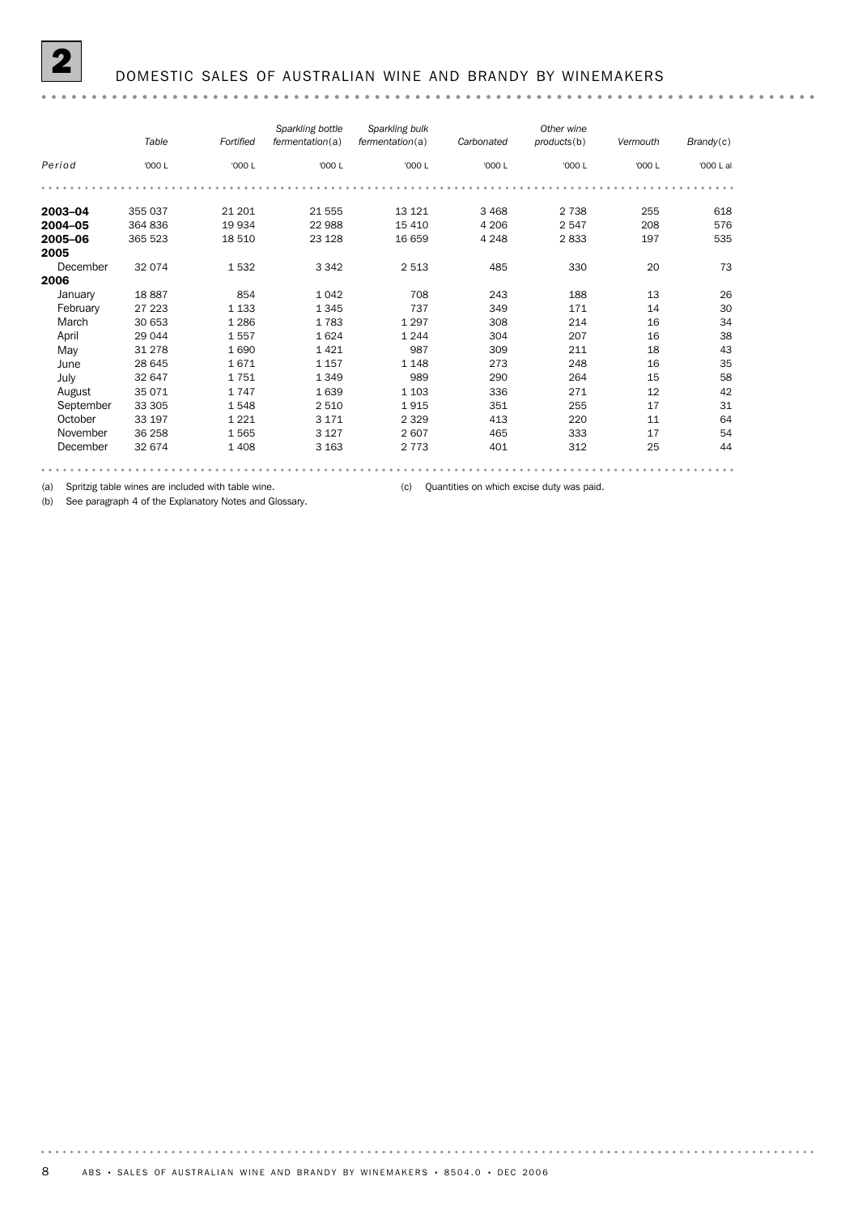# 2 DOMESTIC SALES OF AUSTRALIAN WINE AND BRANDY BY WINEMAKERS

| Period | *Table* | *Fortified* | *Sparkling bottle fermentation*(a) | *Sparkling bulk fermentation*(a) | *Carbonated* | *Other wine products*(b) | *Vermouth* | *Brandy*(c) |
|---|---|---|---|---|---|---|---|---|
| | '000 L | '000 L | '000 L | '000 L | '000 L | '000 L | '000 L | '000 L al |
| **2003–04** | 355 037 | 21 201 | 21 555 | 13 121 | 3 468 | 2 738 | 255 | 618 |
| **2004–05** | 364 836 | 19 934 | 22 988 | 15 410 | 4 206 | 2 547 | 208 | 576 |
| **2005–06** | 365 523 | 18 510 | 23 128 | 16 659 | 4 248 | 2 833 | 197 | 535 |
| **2005** | | | | | | | | |
| December | 32 074 | 1 532 | 3 342 | 2 513 | 485 | 330 | 20 | 73 |
| **2006** | | | | | | | | |
| January | 18 887 | 854 | 1 042 | 708 | 243 | 188 | 13 | 26 |
| February | 27 223 | 1 133 | 1 345 | 737 | 349 | 171 | 14 | 30 |
| March | 30 653 | 1 286 | 1 783 | 1 297 | 308 | 214 | 16 | 34 |
| April | 29 044 | 1 557 | 1 624 | 1 244 | 304 | 207 | 16 | 38 |
| May | 31 278 | 1 690 | 1 421 | 987 | 309 | 211 | 18 | 43 |
| June | 28 645 | 1 671 | 1 157 | 1 148 | 273 | 248 | 16 | 35 |
| July | 32 647 | 1 751 | 1 349 | 989 | 290 | 264 | 15 | 58 |
| August | 35 071 | 1 747 | 1 639 | 1 103 | 336 | 271 | 12 | 42 |
| September | 33 305 | 1 548 | 2 510 | 1 915 | 351 | 255 | 17 | 31 |
| October | 33 197 | 1 221 | 3 171 | 2 329 | 413 | 220 | 11 | 64 |
| November | 36 258 | 1 565 | 3 127 | 2 607 | 465 | 333 | 17 | 54 |
| December | 32 674 | 1 408 | 3 163 | 2 773 | 401 | 312 | 25 | 44 |

(a) Spritzig table wines are included with table wine.

(b) See paragraph 4 of the Explanatory Notes and Glossary.

(c) Quantities on which excise duty was paid.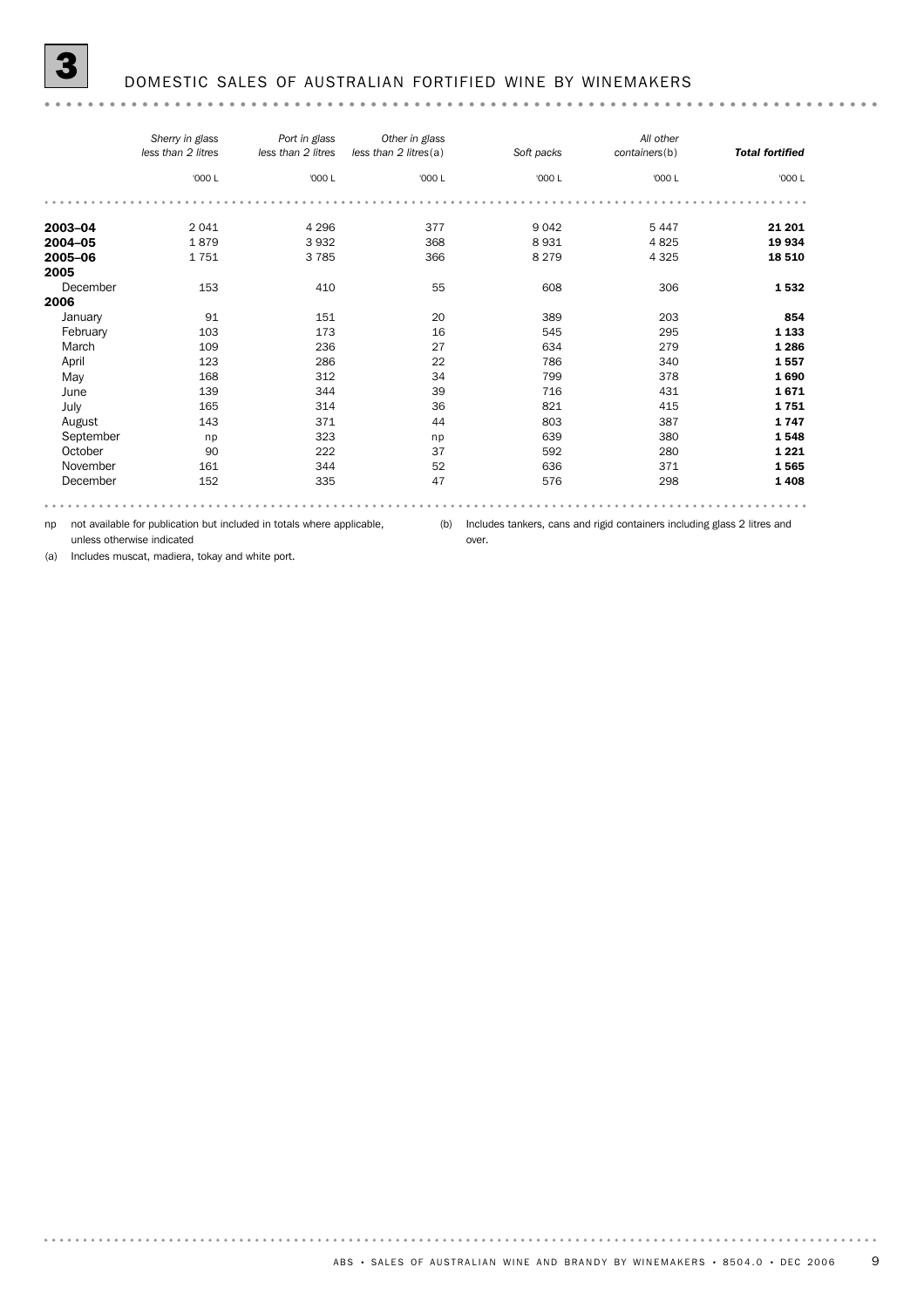# 3 DOMESTIC SALES OF AUSTRALIAN FORTIFIED WINE BY WINEMAKERS

| | *Sherry in glass less than 2 litres* | *Port in glass less than 2 litres* | *Other in glass less than 2 litres*(a) | *Soft packs* | *All other containers*(b) | ***Total fortified*** |
|---|---|---|---|---|---|---|
| | '000 L | '000 L | '000 L | '000 L | '000 L | '000 L |
| **2003–04** | 2 041 | 4 296 | 377 | 9 042 | 5 447 | **21 201** |
| **2004–05** | 1 879 | 3 932 | 368 | 8 931 | 4 825 | **19 934** |
| **2005–06** | 1 751 | 3 785 | 366 | 8 279 | 4 325 | **18 510** |
| **2005** | | | | | | |
| December | 153 | 410 | 55 | 608 | 306 | **1 532** |
| **2006** | | | | | | |
| January | 91 | 151 | 20 | 389 | 203 | **854** |
| February | 103 | 173 | 16 | 545 | 295 | **1 133** |
| March | 109 | 236 | 27 | 634 | 279 | **1 286** |
| April | 123 | 286 | 22 | 786 | 340 | **1 557** |
| May | 168 | 312 | 34 | 799 | 378 | **1 690** |
| June | 139 | 344 | 39 | 716 | 431 | **1 671** |
| July | 165 | 314 | 36 | 821 | 415 | **1 751** |
| August | 143 | 371 | 44 | 803 | 387 | **1 747** |
| September | np | 323 | np | 639 | 380 | **1 548** |
| October | 90 | 222 | 37 | 592 | 280 | **1 221** |
| November | 161 | 344 | 52 | 636 | 371 | **1 565** |
| December | 152 | 335 | 47 | 576 | 298 | **1 408** |

np not available for publication but included in totals where applicable, unless otherwise indicated

(a) Includes muscat, madiera, tokay and white port.

(b) Includes tankers, cans and rigid containers including glass 2 litres and over.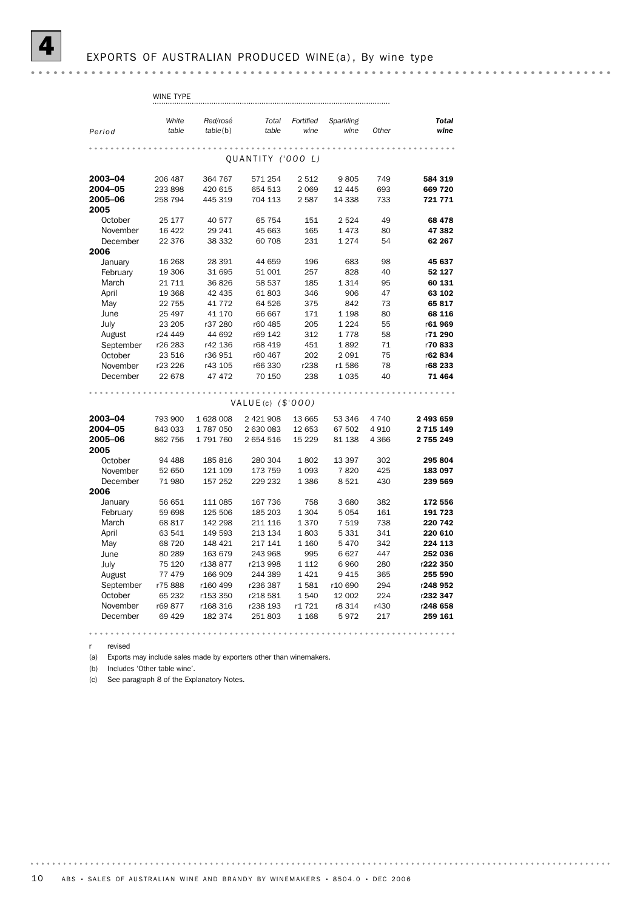# 4 EXPORTS OF AUSTRALIAN PRODUCED WINE(a), By wine type

| | WINE TYPE | | | | | | |
|---|---|---|---|---|---|---|---|
| *Period* | *White table* | *Red/rosé table*(b) | *Total table* | *Fortified wine* | *Sparkling wine* | *Other* | ***Total wine*** |
| | | | QUANTITY ('000 L) | | | | |
| **2003–04** | 206 487 | 364 767 | 571 254 | 2 512 | 9 805 | 749 | **584 319** |
| **2004–05** | 233 898 | 420 615 | 654 513 | 2 069 | 12 445 | 693 | **669 720** |
| **2005–06** | 258 794 | 445 319 | 704 113 | 2 587 | 14 338 | 733 | **721 771** |
| **2005** | | | | | | | |
| October | 25 177 | 40 577 | 65 754 | 151 | 2 524 | 49 | **68 478** |
| November | 16 422 | 29 241 | 45 663 | 165 | 1 473 | 80 | **47 382** |
| December | 22 376 | 38 332 | 60 708 | 231 | 1 274 | 54 | **62 267** |
| **2006** | | | | | | | |
| January | 16 268 | 28 391 | 44 659 | 196 | 683 | 98 | **45 637** |
| February | 19 306 | 31 695 | 51 001 | 257 | 828 | 40 | **52 127** |
| March | 21 711 | 36 826 | 58 537 | 185 | 1 314 | 95 | **60 131** |
| April | 19 368 | 42 435 | 61 803 | 346 | 906 | 47 | **63 102** |
| May | 22 755 | 41 772 | 64 526 | 375 | 842 | 73 | **65 817** |
| June | 25 497 | 41 170 | 66 667 | 171 | 1 198 | 80 | **68 116** |
| July | 23 205 | r37 280 | r60 485 | 205 | 1 224 | 55 | r**61 969** |
| August | r24 449 | 44 692 | r69 142 | 312 | 1 778 | 58 | r**71 290** |
| September | r26 283 | r42 136 | r68 419 | 451 | 1 892 | 71 | r**70 833** |
| October | 23 516 | r36 951 | r60 467 | 202 | 2 091 | 75 | r**62 834** |
| November | r23 226 | r43 105 | r66 330 | r238 | r1 586 | 78 | r**68 233** |
| December | 22 678 | 47 472 | 70 150 | 238 | 1 035 | 40 | **71 464** |
| | | | VALUE(c) ($'000) | | | | |
| **2003–04** | 793 900 | 1 628 008 | 2 421 908 | 13 665 | 53 346 | 4 740 | **2 493 659** |
| **2004–05** | 843 033 | 1 787 050 | 2 630 083 | 12 653 | 67 502 | 4 910 | **2 715 149** |
| **2005–06** | 862 756 | 1 791 760 | 2 654 516 | 15 229 | 81 138 | 4 366 | **2 755 249** |
| **2005** | | | | | | | |
| October | 94 488 | 185 816 | 280 304 | 1 802 | 13 397 | 302 | **295 804** |
| November | 52 650 | 121 109 | 173 759 | 1 093 | 7 820 | 425 | **183 097** |
| December | 71 980 | 157 252 | 229 232 | 1 386 | 8 521 | 430 | **239 569** |
| **2006** | | | | | | | |
| January | 56 651 | 111 085 | 167 736 | 758 | 3 680 | 382 | **172 556** |
| February | 59 698 | 125 506 | 185 203 | 1 304 | 5 054 | 161 | **191 723** |
| March | 68 817 | 142 298 | 211 116 | 1 370 | 7 519 | 738 | **220 742** |
| April | 63 541 | 149 593 | 213 134 | 1 803 | 5 331 | 341 | **220 610** |
| May | 68 720 | 148 421 | 217 141 | 1 160 | 5 470 | 342 | **224 113** |
| June | 80 289 | 163 679 | 243 968 | 995 | 6 627 | 447 | **252 036** |
| July | 75 120 | r138 877 | r213 998 | 1 112 | 6 960 | 280 | r**222 350** |
| August | 77 479 | 166 909 | 244 389 | 1 421 | 9 415 | 365 | **255 590** |
| September | r75 888 | r160 499 | r236 387 | 1 581 | r10 690 | 294 | r**248 952** |
| October | 65 232 | r153 350 | r218 581 | 1 540 | 12 002 | 224 | r**232 347** |
| November | r69 877 | r168 316 | r238 193 | r1 721 | r8 314 | r430 | r**248 658** |
| December | 69 429 | 182 374 | 251 803 | 1 168 | 5 972 | 217 | **259 161** |

r revised

(a) Exports may include sales made by exporters other than winemakers.

(b) Includes 'Other table wine'.

(c) See paragraph 8 of the Explanatory Notes.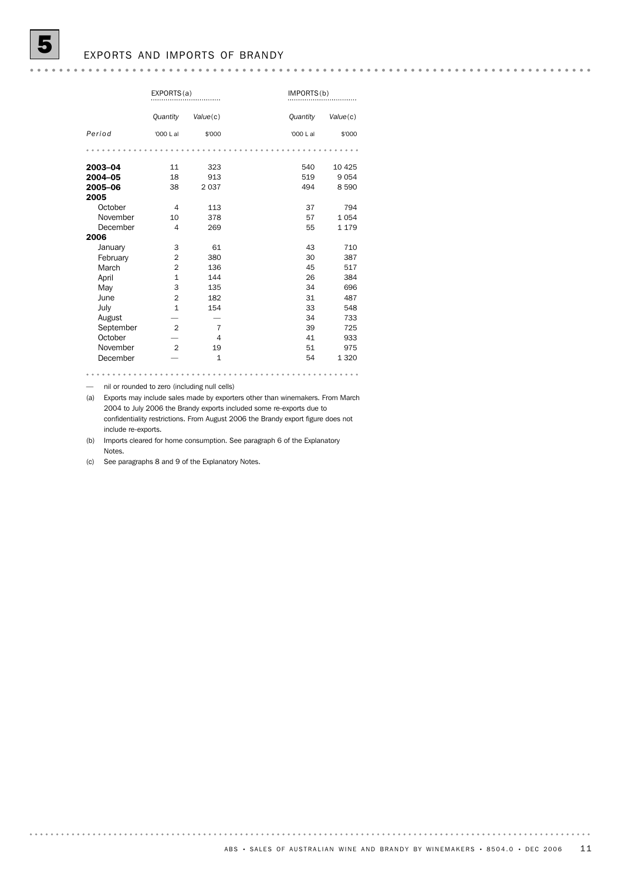# 5 EXPORTS AND IMPORTS OF BRANDY

| | EXPORTS(a) | | IMPORTS(b) | |
|---|---|---|---|---|
| | *Quantity* | *Value*(c) | *Quantity* | *Value*(c) |
| *Period* | '000 L al | $'000 | '000 L al | $'000 |
| **2003–04** | 11 | 323 | 540 | 10 425 |
| **2004–05** | 18 | 913 | 519 | 9 054 |
| **2005–06** | 38 | 2 037 | 494 | 8 590 |
| **2005** | | | | |
| October | 4 | 113 | 37 | 794 |
| November | 10 | 378 | 57 | 1 054 |
| December | 4 | 269 | 55 | 1 179 |
| **2006** | | | | |
| January | 3 | 61 | 43 | 710 |
| February | 2 | 380 | 30 | 387 |
| March | 2 | 136 | 45 | 517 |
| April | 1 | 144 | 26 | 384 |
| May | 3 | 135 | 34 | 696 |
| June | 2 | 182 | 31 | 487 |
| July | 1 | 154 | 33 | 548 |
| August | — | — | 34 | 733 |
| September | 2 | 7 | 39 | 725 |
| October | — | 4 | 41 | 933 |
| November | 2 | 19 | 51 | 975 |
| December | — | 1 | 54 | 1 320 |

— nil or rounded to zero (including null cells)

(a) Exports may include sales made by exporters other than winemakers. From March 2004 to July 2006 the Brandy exports included some re-exports due to confidentiality restrictions. From August 2006 the Brandy export figure does not include re-exports.

(b) Imports cleared for home consumption. See paragraph 6 of the Explanatory Notes.

(c) See paragraphs 8 and 9 of the Explanatory Notes.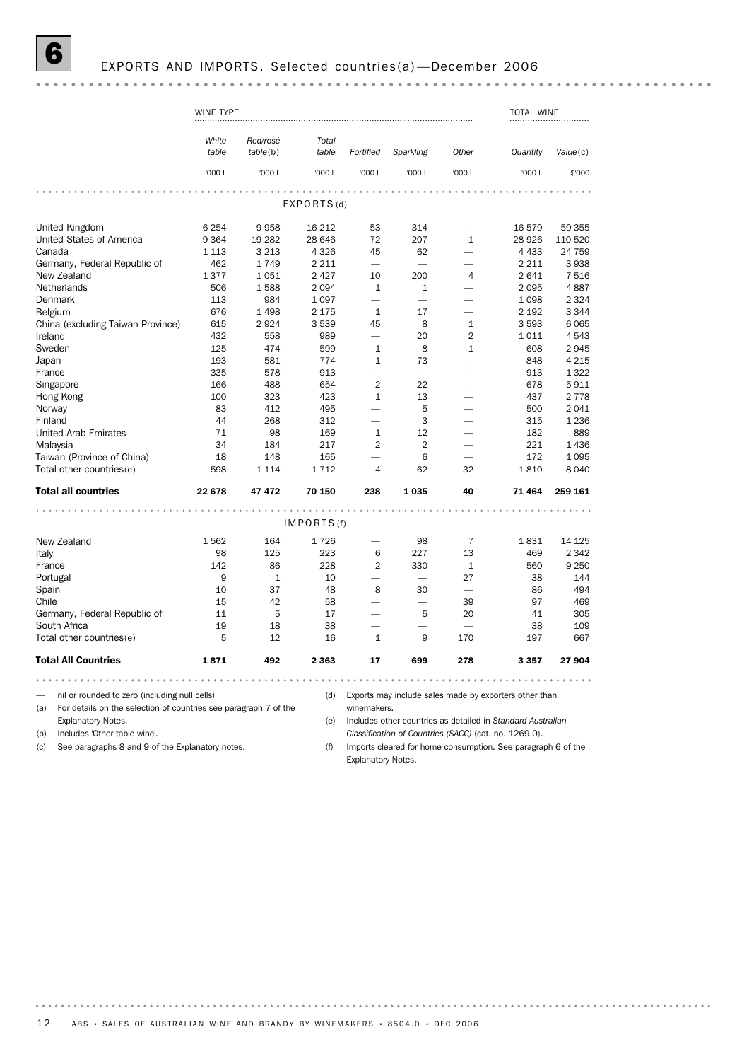# 6 EXPORTS AND IMPORTS, Selected countries(a)—December 2006

| | WINE TYPE | | | | | | TOTAL WINE | |
|---|---|---|---|---|---|---|---|---|
| | *White table* | *Red/rosé table*(b) | *Total table* | *Fortified* | *Sparkling* | *Other* | *Quantity* | *Value*(c) |
| | '000 L | '000 L | '000 L | '000 L | '000 L | '000 L | '000 L | $'000 |
| **EXPORTS(d)** | | | | | | | | |
| United Kingdom | 6 254 | 9 958 | 16 212 | 53 | 314 | — | 16 579 | 59 355 |
| United States of America | 9 364 | 19 282 | 28 646 | 72 | 207 | 1 | 28 926 | 110 520 |
| Canada | 1 113 | 3 213 | 4 326 | 45 | 62 | — | 4 433 | 24 759 |
| Germany, Federal Republic of | 462 | 1 749 | 2 211 | — | — | — | 2 211 | 3 938 |
| New Zealand | 1 377 | 1 051 | 2 427 | 10 | 200 | 4 | 2 641 | 7 516 |
| Netherlands | 506 | 1 588 | 2 094 | 1 | 1 | — | 2 095 | 4 887 |
| Denmark | 113 | 984 | 1 097 | — | — | — | 1 098 | 2 324 |
| Belgium | 676 | 1 498 | 2 175 | 1 | 17 | — | 2 192 | 3 344 |
| China (excluding Taiwan Province) | 615 | 2 924 | 3 539 | 45 | 8 | 1 | 3 593 | 6 065 |
| Ireland | 432 | 558 | 989 | — | 20 | 2 | 1 011 | 4 543 |
| Sweden | 125 | 474 | 599 | 1 | 8 | 1 | 608 | 2 945 |
| Japan | 193 | 581 | 774 | 1 | 73 | — | 848 | 4 215 |
| France | 335 | 578 | 913 | — | — | — | 913 | 1 322 |
| Singapore | 166 | 488 | 654 | 2 | 22 | — | 678 | 5 911 |
| Hong Kong | 100 | 323 | 423 | 1 | 13 | — | 437 | 2 778 |
| Norway | 83 | 412 | 495 | — | 5 | — | 500 | 2 041 |
| Finland | 44 | 268 | 312 | — | 3 | — | 315 | 1 236 |
| United Arab Emirates | 71 | 98 | 169 | 1 | 12 | — | 182 | 889 |
| Malaysia | 34 | 184 | 217 | 2 | 2 | — | 221 | 1 436 |
| Taiwan (Province of China) | 18 | 148 | 165 | — | 6 | — | 172 | 1 095 |
| Total other countries(e) | 598 | 1 114 | 1 712 | 4 | 62 | 32 | 1 810 | 8 040 |
| **Total all countries** | **22 678** | **47 472** | **70 150** | **238** | **1 035** | **40** | **71 464** | **259 161** |
| **IMPORTS(f)** | | | | | | | | |
| New Zealand | 1 562 | 164 | 1 726 | — | 98 | 7 | 1 831 | 14 125 |
| Italy | 98 | 125 | 223 | 6 | 227 | 13 | 469 | 2 342 |
| France | 142 | 86 | 228 | 2 | 330 | 1 | 560 | 9 250 |
| Portugal | 9 | 1 | 10 | — | — | 27 | 38 | 144 |
| Spain | 10 | 37 | 48 | 8 | 30 | — | 86 | 494 |
| Chile | 15 | 42 | 58 | — | — | 39 | 97 | 469 |
| Germany, Federal Republic of | 11 | 5 | 17 | — | 5 | 20 | 41 | 305 |
| South Africa | 19 | 18 | 38 | — | — | — | 38 | 109 |
| Total other countries(e) | 5 | 12 | 16 | 1 | 9 | 170 | 197 | 667 |
| **Total All Countries** | **1 871** | **492** | **2 363** | **17** | **699** | **278** | **3 357** | **27 904** |

— nil or rounded to zero (including null cells)

(a) For details on the selection of countries see paragraph 7 of the Explanatory Notes.

(b) Includes 'Other table wine'.

(c) See paragraphs 8 and 9 of the Explanatory notes.

(d) Exports may include sales made by exporters other than winemakers.

(e) Includes other countries as detailed in *Standard Australian Classification of Countries (SACC)* (cat. no. 1269.0).

(f) Imports cleared for home consumption. See paragraph 6 of the Explanatory Notes.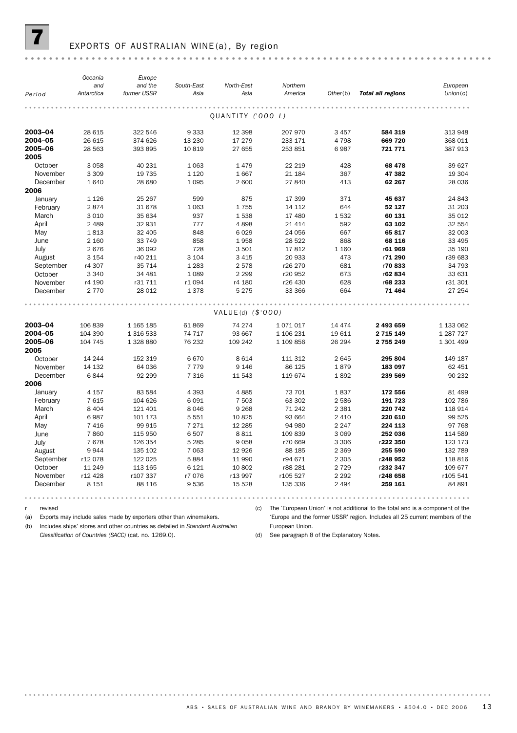# 7 EXPORTS OF AUSTRALIAN WINE(a), By region

| Period | Oceania and Antarctica | Europe and the former USSR | South-East Asia | North-East Asia | Northern America | Other(b) | **Total all regions** | European Union(c) |
|---|---|---|---|---|---|---|---|---|
| **QUANTITY ('000 L)** | | | | | | | | |
| **2003–04** | 28 615 | 322 546 | 9 333 | 12 398 | 207 970 | 3 457 | **584 319** | 313 948 |
| **2004–05** | 26 615 | 374 626 | 13 230 | 17 279 | 233 171 | 4 798 | **669 720** | 368 011 |
| **2005–06** | 28 563 | 393 895 | 10 819 | 27 655 | 253 851 | 6 987 | **721 771** | 387 913 |
| **2005** | | | | | | | | |
| October | 3 058 | 40 231 | 1 063 | 1 479 | 22 219 | 428 | **68 478** | 39 627 |
| November | 3 309 | 19 735 | 1 120 | 1 667 | 21 184 | 367 | **47 382** | 19 304 |
| December | 1 640 | 28 680 | 1 095 | 2 600 | 27 840 | 413 | **62 267** | 28 036 |
| **2006** | | | | | | | | |
| January | 1 126 | 25 267 | 599 | 875 | 17 399 | 371 | **45 637** | 24 843 |
| February | 2 874 | 31 678 | 1 063 | 1 755 | 14 112 | 644 | **52 127** | 31 203 |
| March | 3 010 | 35 634 | 937 | 1 538 | 17 480 | 1 532 | **60 131** | 35 012 |
| April | 2 489 | 32 931 | 777 | 4 898 | 21 414 | 592 | **63 102** | 32 554 |
| May | 1 813 | 32 405 | 848 | 6 029 | 24 056 | 667 | **65 817** | 32 003 |
| June | 2 160 | 33 749 | 858 | 1 958 | 28 522 | 868 | **68 116** | 33 495 |
| July | 2 676 | 36 092 | 728 | 3 501 | 17 812 | 1 160 | r**61 969** | 35 190 |
| August | 3 154 | r40 211 | 3 104 | 3 415 | 20 933 | 473 | r**71 290** | r39 683 |
| September | r4 307 | 35 714 | 1 283 | 2 578 | r26 270 | 681 | r**70 833** | 34 793 |
| October | 3 340 | 34 481 | 1 089 | 2 299 | r20 952 | 673 | r**62 834** | 33 631 |
| November | r4 190 | r31 711 | r1 094 | r4 180 | r26 430 | 628 | r**68 233** | r31 301 |
| December | 2 770 | 28 012 | 1 378 | 5 275 | 33 366 | 664 | **71 464** | 27 254 |
| **VALUE(d) ($'000)** | | | | | | | | |
| **2003–04** | 106 839 | 1 165 185 | 61 869 | 74 274 | 1 071 017 | 14 474 | **2 493 659** | 1 133 062 |
| **2004–05** | 104 390 | 1 316 533 | 74 717 | 93 667 | 1 106 231 | 19 611 | **2 715 149** | 1 287 727 |
| **2005–06** | 104 745 | 1 328 880 | 76 232 | 109 242 | 1 109 856 | 26 294 | **2 755 249** | 1 301 499 |
| **2005** | | | | | | | | |
| October | 14 244 | 152 319 | 6 670 | 8 614 | 111 312 | 2 645 | **295 804** | 149 187 |
| November | 14 132 | 64 036 | 7 779 | 9 146 | 86 125 | 1 879 | **183 097** | 62 451 |
| December | 6 844 | 92 299 | 7 316 | 11 543 | 119 674 | 1 892 | **239 569** | 90 232 |
| **2006** | | | | | | | | |
| January | 4 157 | 83 584 | 4 393 | 4 885 | 73 701 | 1 837 | **172 556** | 81 499 |
| February | 7 615 | 104 626 | 6 091 | 7 503 | 63 302 | 2 586 | **191 723** | 102 786 |
| March | 8 404 | 121 401 | 8 046 | 9 268 | 71 242 | 2 381 | **220 742** | 118 914 |
| April | 6 987 | 101 173 | 5 551 | 10 825 | 93 664 | 2 410 | **220 610** | 99 525 |
| May | 7 416 | 99 915 | 7 271 | 12 285 | 94 980 | 2 247 | **224 113** | 97 768 |
| June | 7 860 | 115 950 | 6 507 | 8 811 | 109 839 | 3 069 | **252 036** | 114 589 |
| July | 7 678 | 126 354 | 5 285 | 9 058 | r70 669 | 3 306 | r**222 350** | 123 173 |
| August | 9 944 | 135 102 | 7 063 | 12 926 | 88 185 | 2 369 | **255 590** | 132 789 |
| September | r12 078 | 122 025 | 5 884 | 11 990 | r94 671 | 2 305 | r**248 952** | 118 816 |
| October | 11 249 | 113 165 | 6 121 | 10 802 | r88 281 | 2 729 | r**232 347** | 109 677 |
| November | r12 428 | r107 337 | r7 076 | r13 997 | r105 527 | 2 292 | r**248 658** | r105 541 |
| December | 8 151 | 88 116 | 9 536 | 15 528 | 135 336 | 2 494 | **259 161** | 84 891 |

r revised

(a) Exports may include sales made by exporters other than winemakers.

(b) Includes ships' stores and other countries as detailed in *Standard Australian Classification of Countries (SACC)* (cat. no. 1269.0).

(c) The 'European Union' is not additional to the total and is a component of the 'Europe and the former USSR' region. Includes all 25 current members of the European Union.

(d) See paragraph 8 of the Explanatory Notes.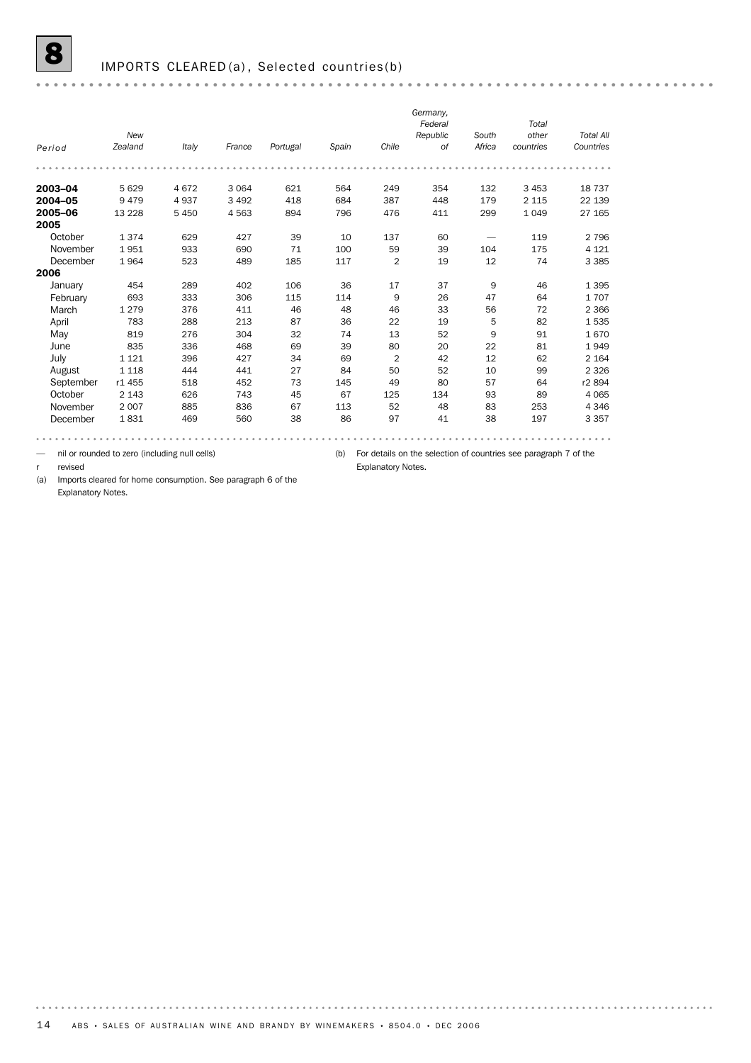# 8 IMPORTS CLEARED (a), Selected countries (b)

| Period | New Zealand | Italy | France | Portugal | Spain | Chile | Germany, Federal Republic of | South Africa | Total other countries | Total All Countries |
|---|---|---|---|---|---|---|---|---|---|---|
| **2003–04** | 5 629 | 4 672 | 3 064 | 621 | 564 | 249 | 354 | 132 | 3 453 | 18 737 |
| **2004–05** | 9 479 | 4 937 | 3 492 | 418 | 684 | 387 | 448 | 179 | 2 115 | 22 139 |
| **2005–06** | 13 228 | 5 450 | 4 563 | 894 | 796 | 476 | 411 | 299 | 1 049 | 27 165 |
| **2005** | | | | | | | | | | |
| October | 1 374 | 629 | 427 | 39 | 10 | 137 | 60 | — | 119 | 2 796 |
| November | 1 951 | 933 | 690 | 71 | 100 | 59 | 39 | 104 | 175 | 4 121 |
| December | 1 964 | 523 | 489 | 185 | 117 | 2 | 19 | 12 | 74 | 3 385 |
| **2006** | | | | | | | | | | |
| January | 454 | 289 | 402 | 106 | 36 | 17 | 37 | 9 | 46 | 1 395 |
| February | 693 | 333 | 306 | 115 | 114 | 9 | 26 | 47 | 64 | 1 707 |
| March | 1 279 | 376 | 411 | 46 | 48 | 46 | 33 | 56 | 72 | 2 366 |
| April | 783 | 288 | 213 | 87 | 36 | 22 | 19 | 5 | 82 | 1 535 |
| May | 819 | 276 | 304 | 32 | 74 | 13 | 52 | 9 | 91 | 1 670 |
| June | 835 | 336 | 468 | 69 | 39 | 80 | 20 | 22 | 81 | 1 949 |
| July | 1 121 | 396 | 427 | 34 | 69 | 2 | 42 | 12 | 62 | 2 164 |
| August | 1 118 | 444 | 441 | 27 | 84 | 50 | 52 | 10 | 99 | 2 326 |
| September | r1 455 | 518 | 452 | 73 | 145 | 49 | 80 | 57 | 64 | r2 894 |
| October | 2 143 | 626 | 743 | 45 | 67 | 125 | 134 | 93 | 89 | 4 065 |
| November | 2 007 | 885 | 836 | 67 | 113 | 52 | 48 | 83 | 253 | 4 346 |
| December | 1 831 | 469 | 560 | 38 | 86 | 97 | 41 | 38 | 197 | 3 357 |

— nil or rounded to zero (including null cells)

r revised

(a) Imports cleared for home consumption. See paragraph 6 of the Explanatory Notes.

(b) For details on the selection of countries see paragraph 7 of the Explanatory Notes.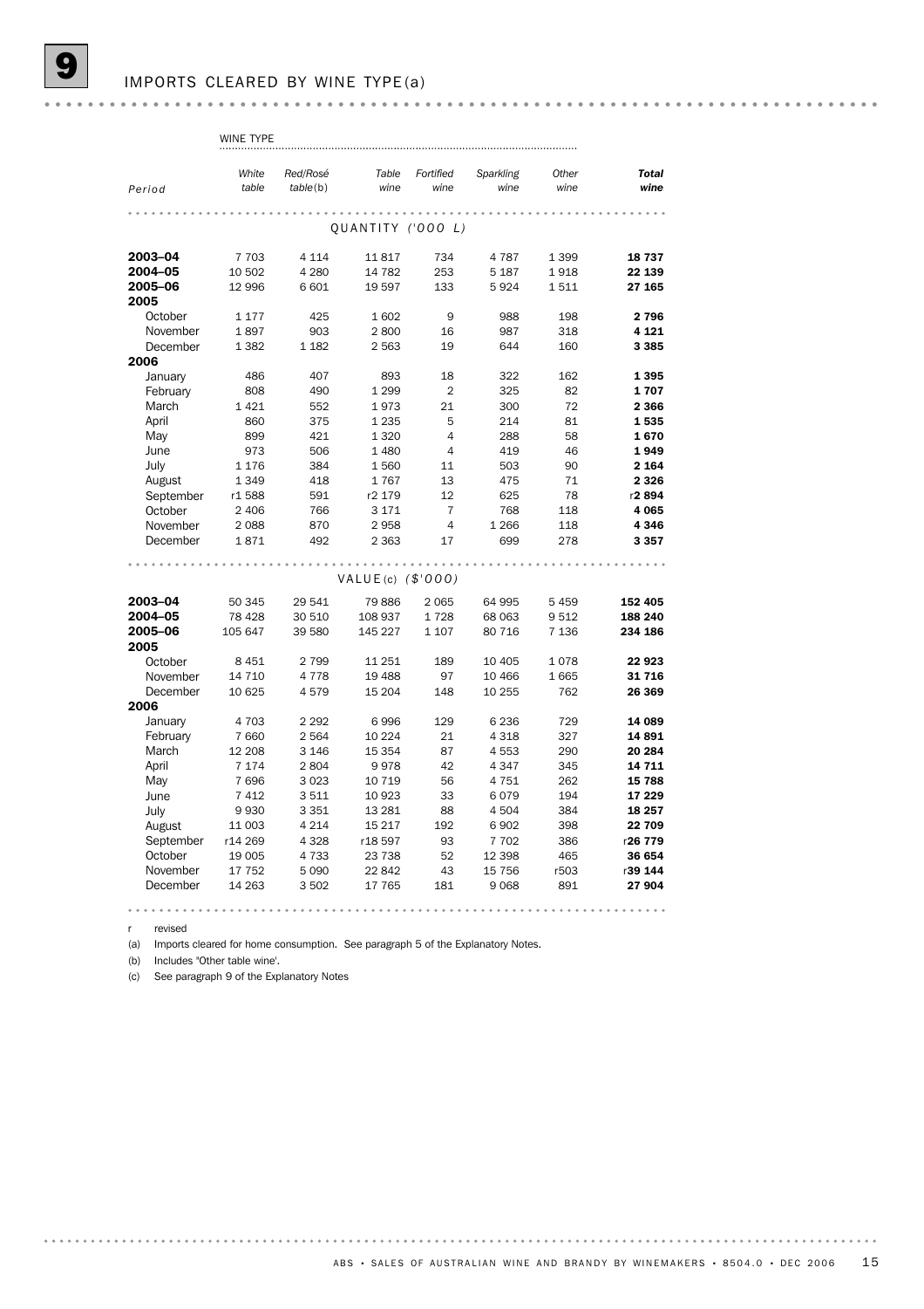## 9 IMPORTS CLEARED BY WINE TYPE(a)

| | WINE TYPE | | | | | | |
|---|---|---|---|---|---|---|---|
| *Period* | *White table* | *Red/Rosé table*(b) | *Table wine* | *Fortified wine* | *Sparkling wine* | *Other wine* | ***Total wine*** |
| | | | QUANTITY ('000 L) | | | | |
| **2003–04** | 7 703 | 4 114 | 11 817 | 734 | 4 787 | 1 399 | **18 737** |
| **2004–05** | 10 502 | 4 280 | 14 782 | 253 | 5 187 | 1 918 | **22 139** |
| **2005–06** | 12 996 | 6 601 | 19 597 | 133 | 5 924 | 1 511 | **27 165** |
| **2005** | | | | | | | |
| October | 1 177 | 425 | 1 602 | 9 | 988 | 198 | **2 796** |
| November | 1 897 | 903 | 2 800 | 16 | 987 | 318 | **4 121** |
| December | 1 382 | 1 182 | 2 563 | 19 | 644 | 160 | **3 385** |
| **2006** | | | | | | | |
| January | 486 | 407 | 893 | 18 | 322 | 162 | **1 395** |
| February | 808 | 490 | 1 299 | 2 | 325 | 82 | **1 707** |
| March | 1 421 | 552 | 1 973 | 21 | 300 | 72 | **2 366** |
| April | 860 | 375 | 1 235 | 5 | 214 | 81 | **1 535** |
| May | 899 | 421 | 1 320 | 4 | 288 | 58 | **1 670** |
| June | 973 | 506 | 1 480 | 4 | 419 | 46 | **1 949** |
| July | 1 176 | 384 | 1 560 | 11 | 503 | 90 | **2 164** |
| August | 1 349 | 418 | 1 767 | 13 | 475 | 71 | **2 326** |
| September | r1 588 | 591 | r2 179 | 12 | 625 | 78 | r**2 894** |
| October | 2 406 | 766 | 3 171 | 7 | 768 | 118 | **4 065** |
| November | 2 088 | 870 | 2 958 | 4 | 1 266 | 118 | **4 346** |
| December | 1 871 | 492 | 2 363 | 17 | 699 | 278 | **3 357** |
| | | | VALUE(c) ($'000) | | | | |
| **2003–04** | 50 345 | 29 541 | 79 886 | 2 065 | 64 995 | 5 459 | **152 405** |
| **2004–05** | 78 428 | 30 510 | 108 937 | 1 728 | 68 063 | 9 512 | **188 240** |
| **2005–06** | 105 647 | 39 580 | 145 227 | 1 107 | 80 716 | 7 136 | **234 186** |
| **2005** | | | | | | | |
| October | 8 451 | 2 799 | 11 251 | 189 | 10 405 | 1 078 | **22 923** |
| November | 14 710 | 4 778 | 19 488 | 97 | 10 466 | 1 665 | **31 716** |
| December | 10 625 | 4 579 | 15 204 | 148 | 10 255 | 762 | **26 369** |
| **2006** | | | | | | | |
| January | 4 703 | 2 292 | 6 996 | 129 | 6 236 | 729 | **14 089** |
| February | 7 660 | 2 564 | 10 224 | 21 | 4 318 | 327 | **14 891** |
| March | 12 208 | 3 146 | 15 354 | 87 | 4 553 | 290 | **20 284** |
| April | 7 174 | 2 804 | 9 978 | 42 | 4 347 | 345 | **14 711** |
| May | 7 696 | 3 023 | 10 719 | 56 | 4 751 | 262 | **15 788** |
| June | 7 412 | 3 511 | 10 923 | 33 | 6 079 | 194 | **17 229** |
| July | 9 930 | 3 351 | 13 281 | 88 | 4 504 | 384 | **18 257** |
| August | 11 003 | 4 214 | 15 217 | 192 | 6 902 | 398 | **22 709** |
| September | r14 269 | 4 328 | r18 597 | 93 | 7 702 | 386 | r**26 779** |
| October | 19 005 | 4 733 | 23 738 | 52 | 12 398 | 465 | **36 654** |
| November | 17 752 | 5 090 | 22 842 | 43 | 15 756 | r503 | r**39 144** |
| December | 14 263 | 3 502 | 17 765 | 181 | 9 068 | 891 | **27 904** |

r revised

(a) Imports cleared for home consumption. See paragraph 5 of the Explanatory Notes.

(b) Includes 'Other table wine'.

(c) See paragraph 9 of the Explanatory Notes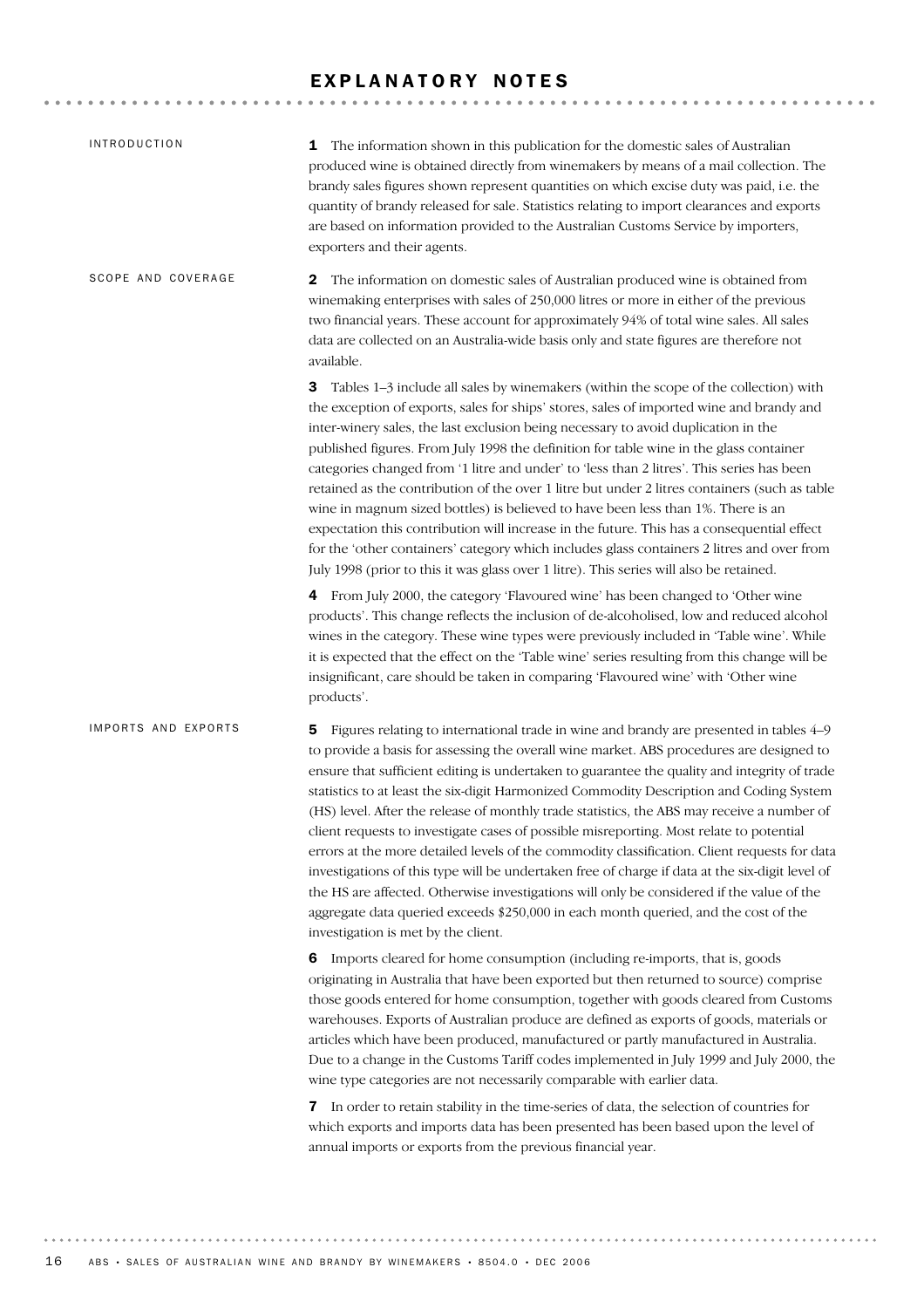# EXPLANATORY NOTES

## INTRODUCTION

**1** The information shown in this publication for the domestic sales of Australian produced wine is obtained directly from winemakers by means of a mail collection. The brandy sales figures shown represent quantities on which excise duty was paid, i.e. the quantity of brandy released for sale. Statistics relating to import clearances and exports are based on information provided to the Australian Customs Service by importers, exporters and their agents.

## SCOPE AND COVERAGE

**2** The information on domestic sales of Australian produced wine is obtained from winemaking enterprises with sales of 250,000 litres or more in either of the previous two financial years. These account for approximately 94% of total wine sales. All sales data are collected on an Australia-wide basis only and state figures are therefore not available.

**3** Tables 1–3 include all sales by winemakers (within the scope of the collection) with the exception of exports, sales for ships' stores, sales of imported wine and brandy and inter-winery sales, the last exclusion being necessary to avoid duplication in the published figures. From July 1998 the definition for table wine in the glass container categories changed from '1 litre and under' to 'less than 2 litres'. This series has been retained as the contribution of the over 1 litre but under 2 litres containers (such as table wine in magnum sized bottles) is believed to have been less than 1%. There is an expectation this contribution will increase in the future. This has a consequential effect for the 'other containers' category which includes glass containers 2 litres and over from July 1998 (prior to this it was glass over 1 litre). This series will also be retained.

**4** From July 2000, the category 'Flavoured wine' has been changed to 'Other wine products'. This change reflects the inclusion of de-alcoholised, low and reduced alcohol wines in the category. These wine types were previously included in 'Table wine'. While it is expected that the effect on the 'Table wine' series resulting from this change will be insignificant, care should be taken in comparing 'Flavoured wine' with 'Other wine products'.

## IMPORTS AND EXPORTS

**5** Figures relating to international trade in wine and brandy are presented in tables 4–9 to provide a basis for assessing the overall wine market. ABS procedures are designed to ensure that sufficient editing is undertaken to guarantee the quality and integrity of trade statistics to at least the six-digit Harmonized Commodity Description and Coding System (HS) level. After the release of monthly trade statistics, the ABS may receive a number of client requests to investigate cases of possible misreporting. Most relate to potential errors at the more detailed levels of the commodity classification. Client requests for data investigations of this type will be undertaken free of charge if data at the six-digit level of the HS are affected. Otherwise investigations will only be considered if the value of the aggregate data queried exceeds $250,000 in each month queried, and the cost of the investigation is met by the client.

**6** Imports cleared for home consumption (including re-imports, that is, goods originating in Australia that have been exported but then returned to source) comprise those goods entered for home consumption, together with goods cleared from Customs warehouses. Exports of Australian produce are defined as exports of goods, materials or articles which have been produced, manufactured or partly manufactured in Australia. Due to a change in the Customs Tariff codes implemented in July 1999 and July 2000, the wine type categories are not necessarily comparable with earlier data.

**7** In order to retain stability in the time-series of data, the selection of countries for which exports and imports data has been presented has been based upon the level of annual imports or exports from the previous financial year.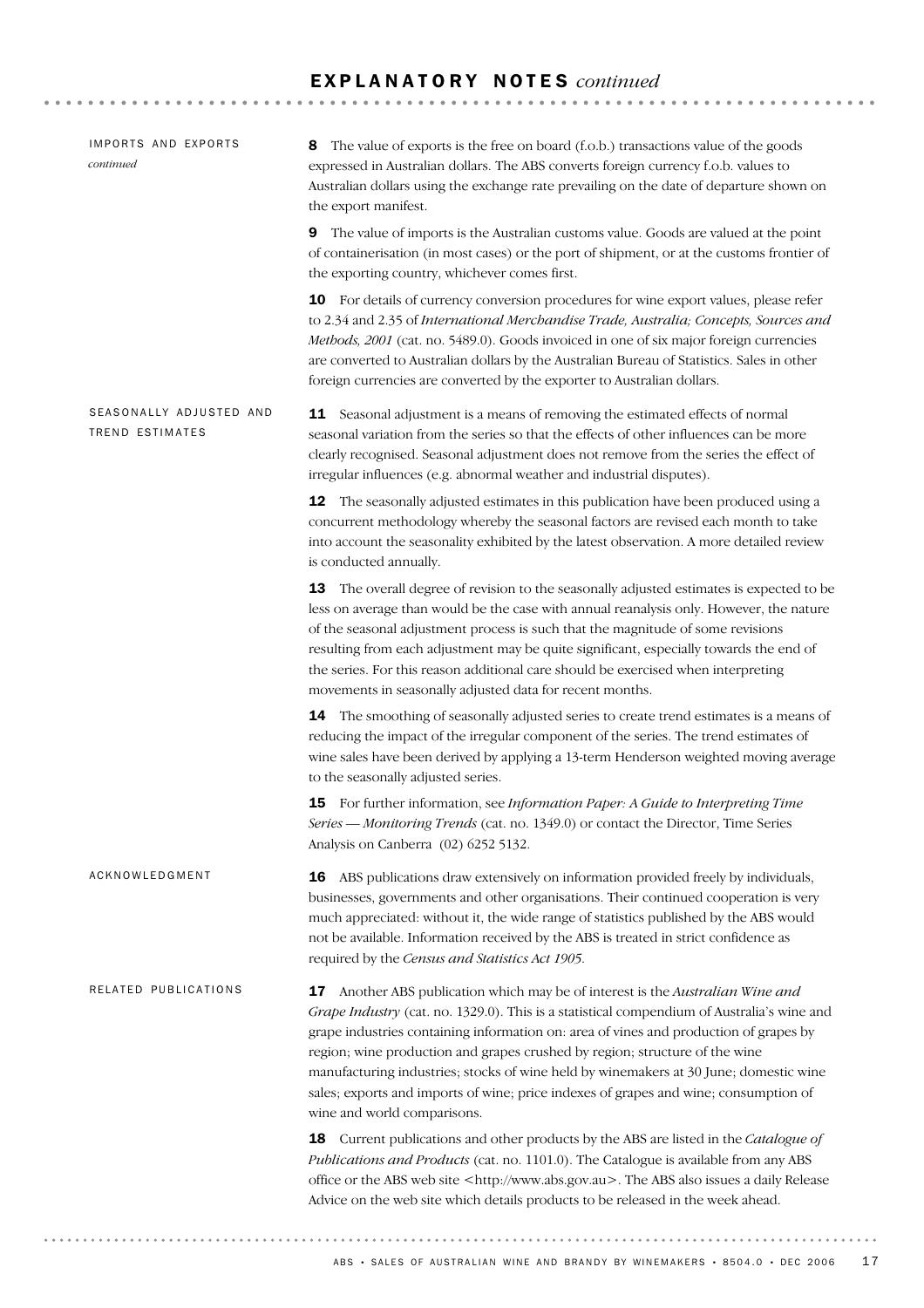# EXPLANATORY NOTES *continued*

## IMPORTS AND EXPORTS *continued*

**8** The value of exports is the free on board (f.o.b.) transactions value of the goods expressed in Australian dollars. The ABS converts foreign currency f.o.b. values to Australian dollars using the exchange rate prevailing on the date of departure shown on the export manifest.

**9** The value of imports is the Australian customs value. Goods are valued at the point of containerisation (in most cases) or the port of shipment, or at the customs frontier of the exporting country, whichever comes first.

**10** For details of currency conversion procedures for wine export values, please refer to 2.34 and 2.35 of *International Merchandise Trade, Australia; Concepts, Sources and Methods, 2001* (cat. no. 5489.0). Goods invoiced in one of six major foreign currencies are converted to Australian dollars by the Australian Bureau of Statistics. Sales in other foreign currencies are converted by the exporter to Australian dollars.

## SEASONALLY ADJUSTED AND TREND ESTIMATES

**11** Seasonal adjustment is a means of removing the estimated effects of normal seasonal variation from the series so that the effects of other influences can be more clearly recognised. Seasonal adjustment does not remove from the series the effect of irregular influences (e.g. abnormal weather and industrial disputes).

**12** The seasonally adjusted estimates in this publication have been produced using a concurrent methodology whereby the seasonal factors are revised each month to take into account the seasonality exhibited by the latest observation. A more detailed review is conducted annually.

**13** The overall degree of revision to the seasonally adjusted estimates is expected to be less on average than would be the case with annual reanalysis only. However, the nature of the seasonal adjustment process is such that the magnitude of some revisions resulting from each adjustment may be quite significant, especially towards the end of the series. For this reason additional care should be exercised when interpreting movements in seasonally adjusted data for recent months.

**14** The smoothing of seasonally adjusted series to create trend estimates is a means of reducing the impact of the irregular component of the series. The trend estimates of wine sales have been derived by applying a 13-term Henderson weighted moving average to the seasonally adjusted series.

**15** For further information, see *Information Paper: A Guide to Interpreting Time Series — Monitoring Trends* (cat. no. 1349.0) or contact the Director, Time Series Analysis on Canberra (02) 6252 5132.

## ACKNOWLEDGMENT

**16** ABS publications draw extensively on information provided freely by individuals, businesses, governments and other organisations. Their continued cooperation is very much appreciated: without it, the wide range of statistics published by the ABS would not be available. Information received by the ABS is treated in strict confidence as required by the *Census and Statistics Act 1905*.

## RELATED PUBLICATIONS

**17** Another ABS publication which may be of interest is the *Australian Wine and Grape Industry* (cat. no. 1329.0). This is a statistical compendium of Australia's wine and grape industries containing information on: area of vines and production of grapes by region; wine production and grapes crushed by region; structure of the wine manufacturing industries; stocks of wine held by winemakers at 30 June; domestic wine sales; exports and imports of wine; price indexes of grapes and wine; consumption of wine and world comparisons.

**18** Current publications and other products by the ABS are listed in the *Catalogue of Publications and Products* (cat. no. 1101.0). The Catalogue is available from any ABS office or the ABS web site <http://www.abs.gov.au>. The ABS also issues a daily Release Advice on the web site which details products to be released in the week ahead.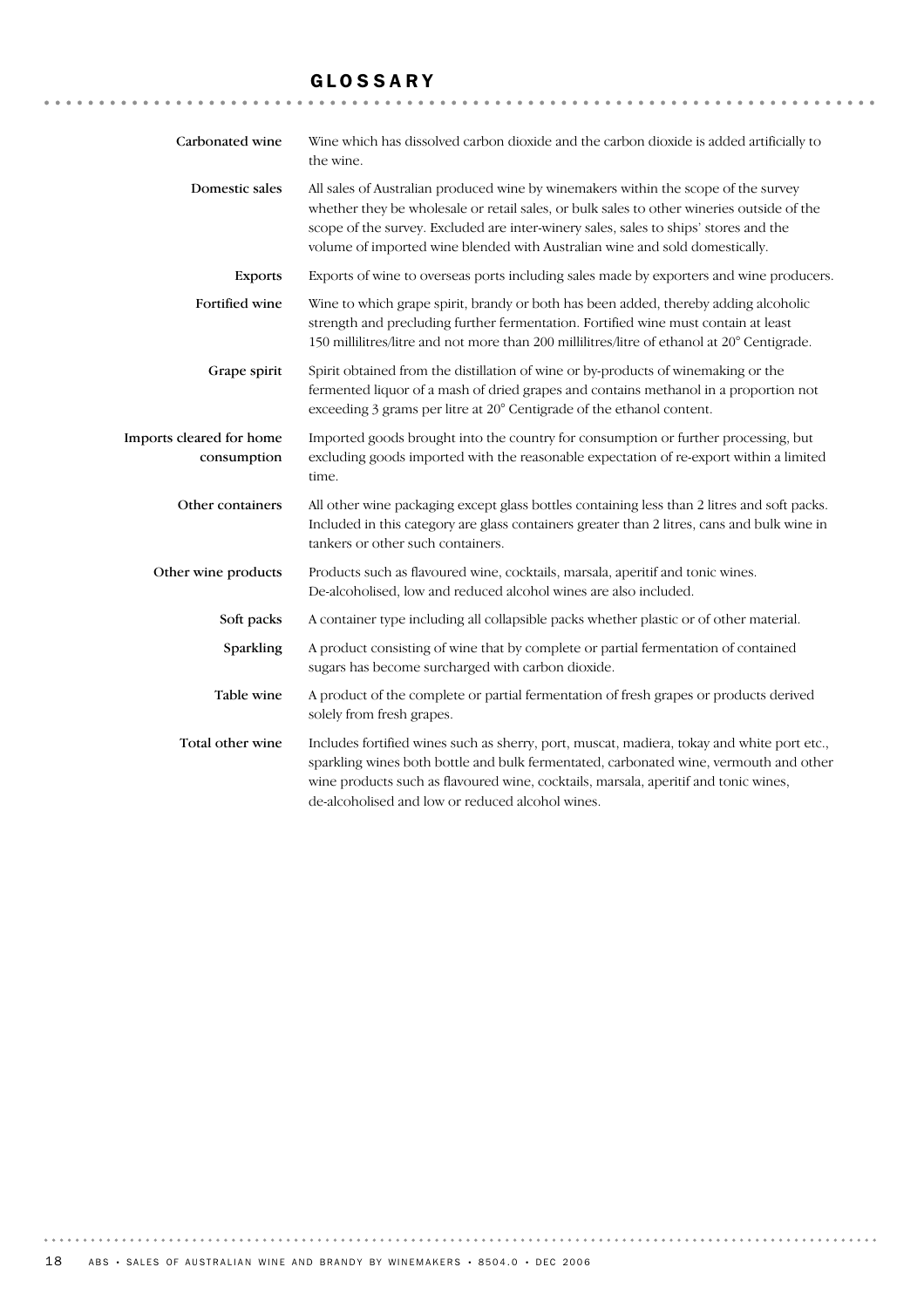# GLOSSARY

**Carbonated wine**
Wine which has dissolved carbon dioxide and the carbon dioxide is added artificially to the wine.

**Domestic sales**
All sales of Australian produced wine by winemakers within the scope of the survey whether they be wholesale or retail sales, or bulk sales to other wineries outside of the scope of the survey. Excluded are inter-winery sales, sales to ships' stores and the volume of imported wine blended with Australian wine and sold domestically.

**Exports**
Exports of wine to overseas ports including sales made by exporters and wine producers.

**Fortified wine**
Wine to which grape spirit, brandy or both has been added, thereby adding alcoholic strength and precluding further fermentation. Fortified wine must contain at least 150 millilitres/litre and not more than 200 millilitres/litre of ethanol at 20° Centigrade.

**Grape spirit**
Spirit obtained from the distillation of wine or by-products of winemaking or the fermented liquor of a mash of dried grapes and contains methanol in a proportion not exceeding 3 grams per litre at 20° Centigrade of the ethanol content.

**Imports cleared for home consumption**
Imported goods brought into the country for consumption or further processing, but excluding goods imported with the reasonable expectation of re-export within a limited time.

**Other containers**
All other wine packaging except glass bottles containing less than 2 litres and soft packs. Included in this category are glass containers greater than 2 litres, cans and bulk wine in tankers or other such containers.

**Other wine products**
Products such as flavoured wine, cocktails, marsala, aperitif and tonic wines. De-alcoholised, low and reduced alcohol wines are also included.

**Soft packs**
A container type including all collapsible packs whether plastic or of other material.

**Sparkling**
A product consisting of wine that by complete or partial fermentation of contained sugars has become surcharged with carbon dioxide.

**Table wine**
A product of the complete or partial fermentation of fresh grapes or products derived solely from fresh grapes.

**Total other wine**
Includes fortified wines such as sherry, port, muscat, madiera, tokay and white port etc., sparkling wines both bottle and bulk fermentated, carbonated wine, vermouth and other wine products such as flavoured wine, cocktails, marsala, aperitif and tonic wines, de-alcoholised and low or reduced alcohol wines.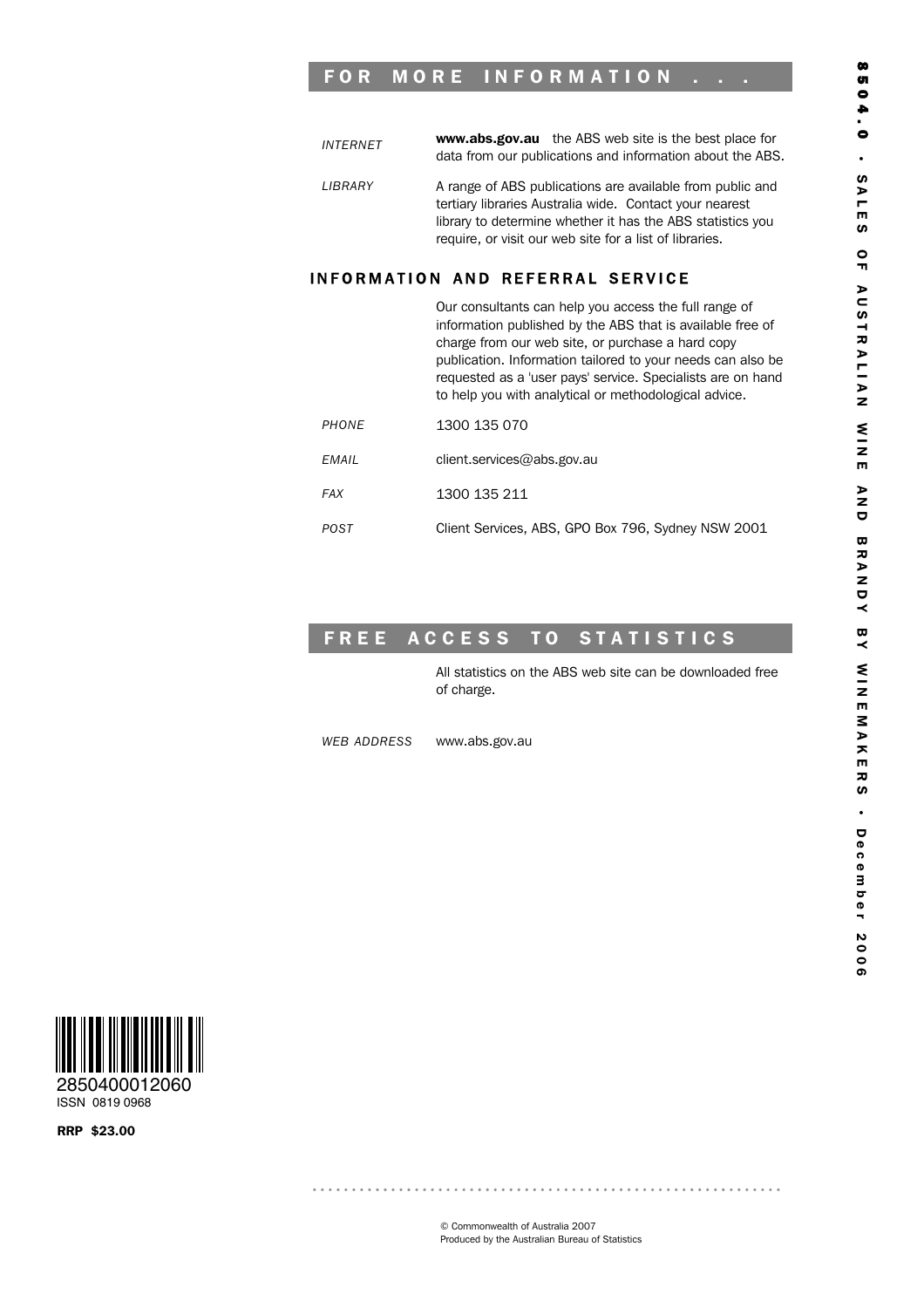## FOR MORE INFORMATION . . .

| | |
|---|---|
| *INTERNET* | **www.abs.gov.au** the ABS web site is the best place for data from our publications and information about the ABS. |
| *LIBRARY* | A range of ABS publications are available from public and tertiary libraries Australia wide. Contact your nearest library to determine whether it has the ABS statistics you require, or visit our web site for a list of libraries. |

### INFORMATION AND REFERRAL SERVICE

Our consultants can help you access the full range of information published by the ABS that is available free of charge from our web site, or purchase a hard copy publication. Information tailored to your needs can also be requested as a 'user pays' service. Specialists are on hand to help you with analytical or methodological advice.

| | |
|---|---|
| *PHONE* | 1300 135 070 |
| *EMAIL* | client.services@abs.gov.au |
| *FAX* | 1300 135 211 |
| *POST* | Client Services, ABS, GPO Box 796, Sydney NSW 2001 |

## FREE ACCESS TO STATISTICS

All statistics on the ABS web site can be downloaded free of charge.

| | |
|---|---|
| *WEB ADDRESS* | www.abs.gov.au |

2850400012060
ISSN 0819 0968

**RRP $23.00**

© Commonwealth of Australia 2007
Produced by the Australian Bureau of Statistics